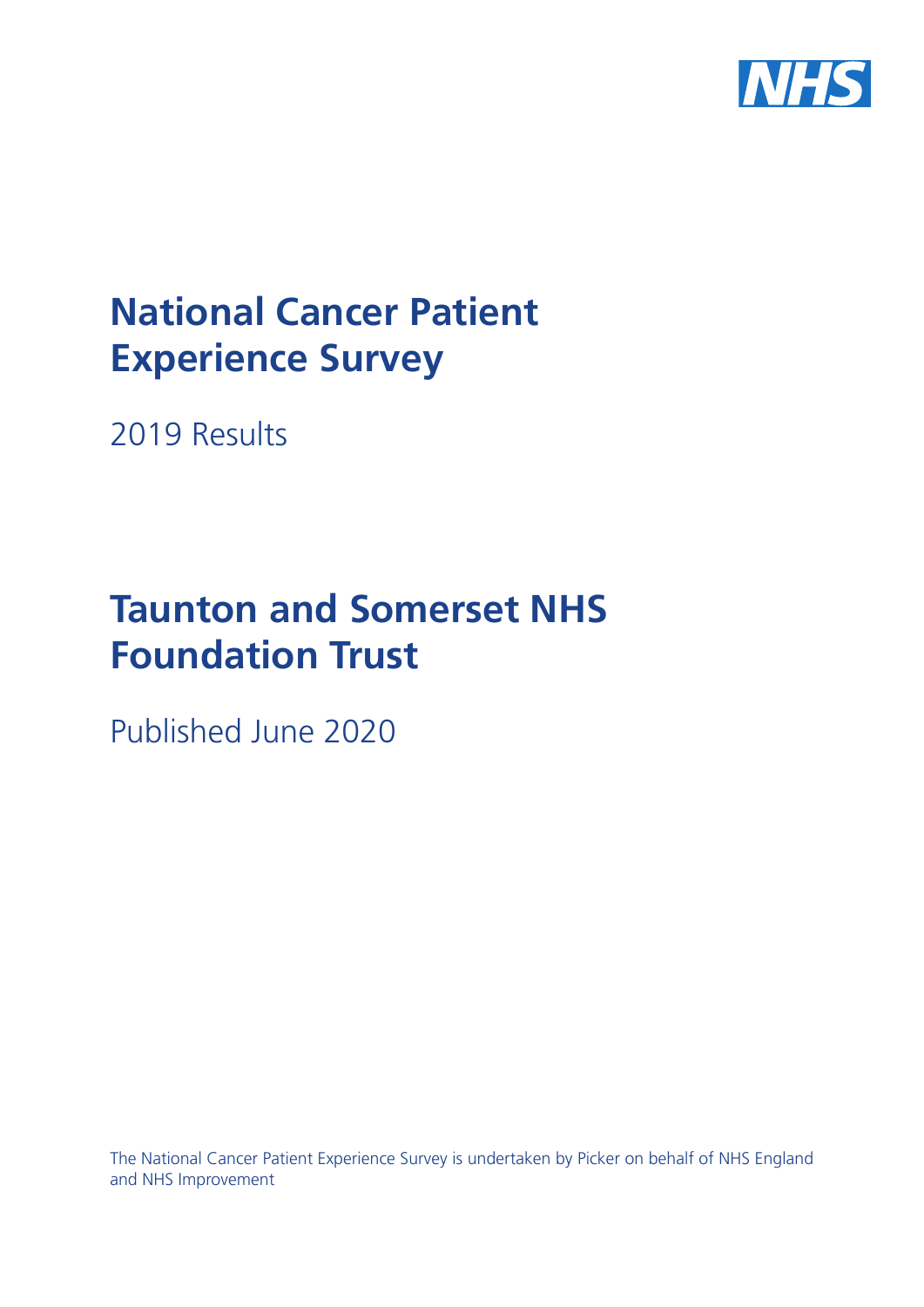# National Cancer Patient Experience Survey

2019 Results

# Taunton and Somerset NHS Foundation Trust

Published June 2020

The National Cancer Patient Experience Survey is undertaken by Picker on behalf of NHS England and NHS Improvement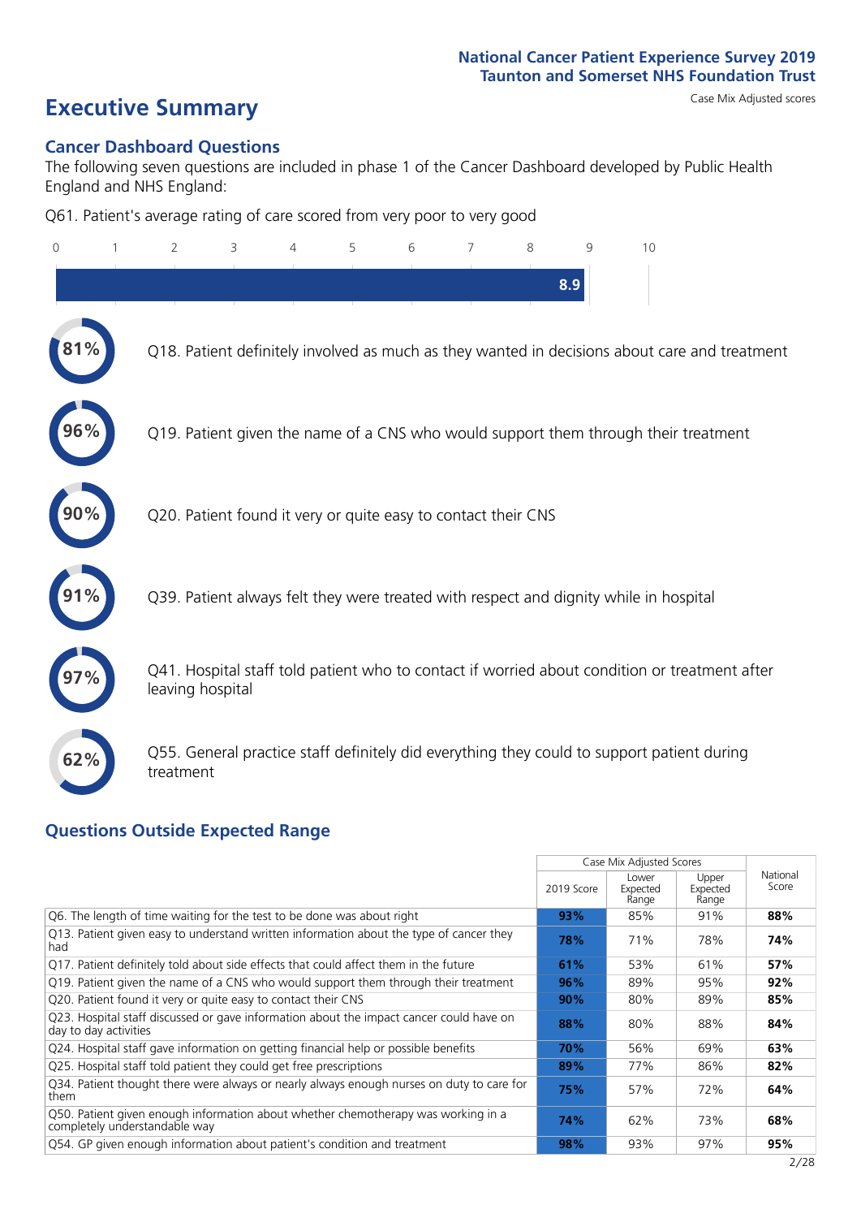# Executive Summary

Case Mix Adjusted scores

## Cancer Dashboard Questions

The following seven questions are included in phase 1 of the Cancer Dashboard developed by Public Health England and NHS England:

Q61. Patient's average rating of care scored from very poor to very good

8.9

81% Q18. Patient definitely involved as much as they wanted in decisions about care and treatment

96% Q19. Patient given the name of a CNS who would support them through their treatment

90% Q20. Patient found it very or quite easy to contact their CNS

91% Q39. Patient always felt they were treated with respect and dignity while in hospital

97% Q41. Hospital staff told patient who to contact if worried about condition or treatment after leaving hospital

62% Q55. General practice staff definitely did everything they could to support patient during treatment

## Questions Outside Expected Range

| | Case Mix Adjusted Scores | | | National Score |
|---|---|---|---|---|
| | 2019 Score | Lower Expected Range | Upper Expected Range | |
| Q6. The length of time waiting for the test to be done was about right | **93%** | 85% | 91% | **88%** |
| Q13. Patient given easy to understand written information about the type of cancer they had | **78%** | 71% | 78% | **74%** |
| Q17. Patient definitely told about side effects that could affect them in the future | **61%** | 53% | 61% | **57%** |
| Q19. Patient given the name of a CNS who would support them through their treatment | **96%** | 89% | 95% | **92%** |
| Q20. Patient found it very or quite easy to contact their CNS | **90%** | 80% | 89% | **85%** |
| Q23. Hospital staff discussed or gave information about the impact cancer could have on day to day activities | **88%** | 80% | 88% | **84%** |
| Q24. Hospital staff gave information on getting financial help or possible benefits | **70%** | 56% | 69% | **63%** |
| Q25. Hospital staff told patient they could get free prescriptions | **89%** | 77% | 86% | **82%** |
| Q34. Patient thought there were always or nearly always enough nurses on duty to care for them | **75%** | 57% | 72% | **64%** |
| Q50. Patient given enough information about whether chemotherapy was working in a completely understandable way | **74%** | 62% | 73% | **68%** |
| Q54. GP given enough information about patient's condition and treatment | **98%** | 93% | 97% | **95%** |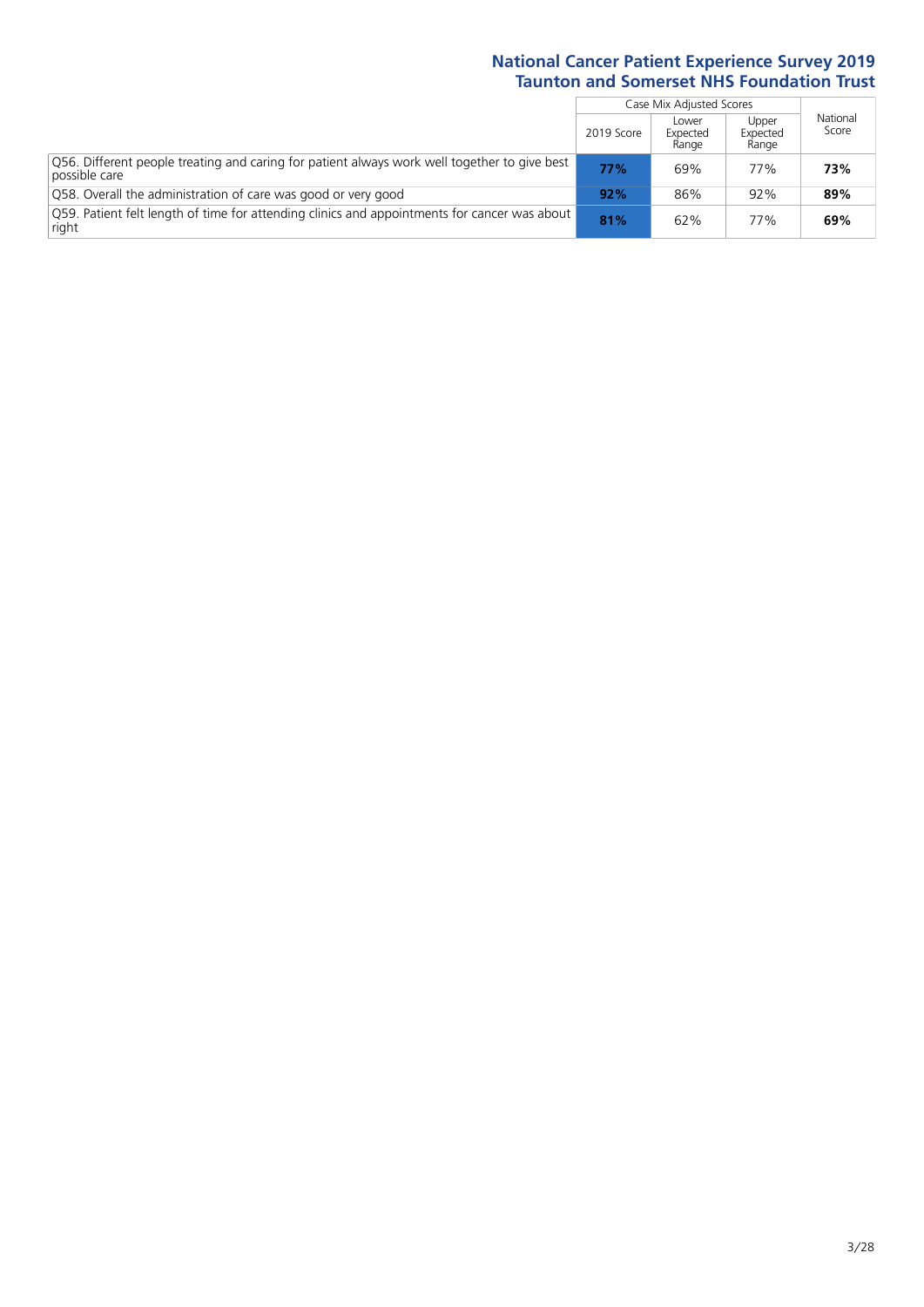| | Case Mix Adjusted Scores | | | National Score |
|---|---|---|---|---|
| | 2019 Score | Lower Expected Range | Upper Expected Range | |
| Q56. Different people treating and caring for patient always work well together to give best possible care | **77%** | 69% | 77% | **73%** |
| Q58. Overall the administration of care was good or very good | **92%** | 86% | 92% | **89%** |
| Q59. Patient felt length of time for attending clinics and appointments for cancer was about right | **81%** | 62% | 77% | **69%** |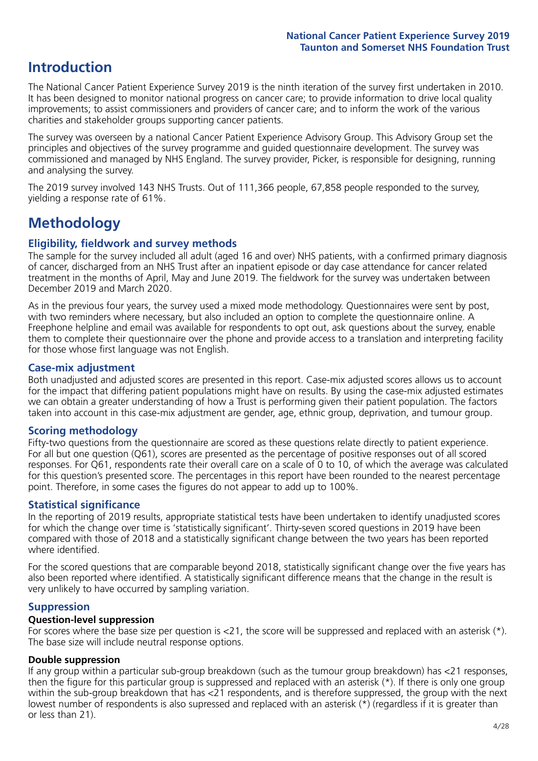## Introduction

The National Cancer Patient Experience Survey 2019 is the ninth iteration of the survey first undertaken in 2010. It has been designed to monitor national progress on cancer care; to provide information to drive local quality improvements; to assist commissioners and providers of cancer care; and to inform the work of the various charities and stakeholder groups supporting cancer patients.

The survey was overseen by a national Cancer Patient Experience Advisory Group. This Advisory Group set the principles and objectives of the survey programme and guided questionnaire development. The survey was commissioned and managed by NHS England. The survey provider, Picker, is responsible for designing, running and analysing the survey.

The 2019 survey involved 143 NHS Trusts. Out of 111,366 people, 67,858 people responded to the survey, yielding a response rate of 61%.

## Methodology

### Eligibility, fieldwork and survey methods

The sample for the survey included all adult (aged 16 and over) NHS patients, with a confirmed primary diagnosis of cancer, discharged from an NHS Trust after an inpatient episode or day case attendance for cancer related treatment in the months of April, May and June 2019. The fieldwork for the survey was undertaken between December 2019 and March 2020.

As in the previous four years, the survey used a mixed mode methodology. Questionnaires were sent by post, with two reminders where necessary, but also included an option to complete the questionnaire online. A Freephone helpline and email was available for respondents to opt out, ask questions about the survey, enable them to complete their questionnaire over the phone and provide access to a translation and interpreting facility for those whose first language was not English.

### Case-mix adjustment

Both unadjusted and adjusted scores are presented in this report. Case-mix adjusted scores allows us to account for the impact that differing patient populations might have on results. By using the case-mix adjusted estimates we can obtain a greater understanding of how a Trust is performing given their patient population. The factors taken into account in this case-mix adjustment are gender, age, ethnic group, deprivation, and tumour group.

### Scoring methodology

Fifty-two questions from the questionnaire are scored as these questions relate directly to patient experience. For all but one question (Q61), scores are presented as the percentage of positive responses out of all scored responses. For Q61, respondents rate their overall care on a scale of 0 to 10, of which the average was calculated for this question's presented score. The percentages in this report have been rounded to the nearest percentage point. Therefore, in some cases the figures do not appear to add up to 100%.

### Statistical significance

In the reporting of 2019 results, appropriate statistical tests have been undertaken to identify unadjusted scores for which the change over time is 'statistically significant'. Thirty-seven scored questions in 2019 have been compared with those of 2018 and a statistically significant change between the two years has been reported where identified.

For the scored questions that are comparable beyond 2018, statistically significant change over the five years has also been reported where identified. A statistically significant difference means that the change in the result is very unlikely to have occurred by sampling variation.

### Suppression

#### Question-level suppression

For scores where the base size per question is <21, the score will be suppressed and replaced with an asterisk (*). The base size will include neutral response options.

#### Double suppression

If any group within a particular sub-group breakdown (such as the tumour group breakdown) has <21 responses, then the figure for this particular group is suppressed and replaced with an asterisk (*). If there is only one group within the sub-group breakdown that has <21 respondents, and is therefore suppressed, the group with the next lowest number of respondents is also supressed and replaced with an asterisk (*) (regardless if it is greater than or less than 21).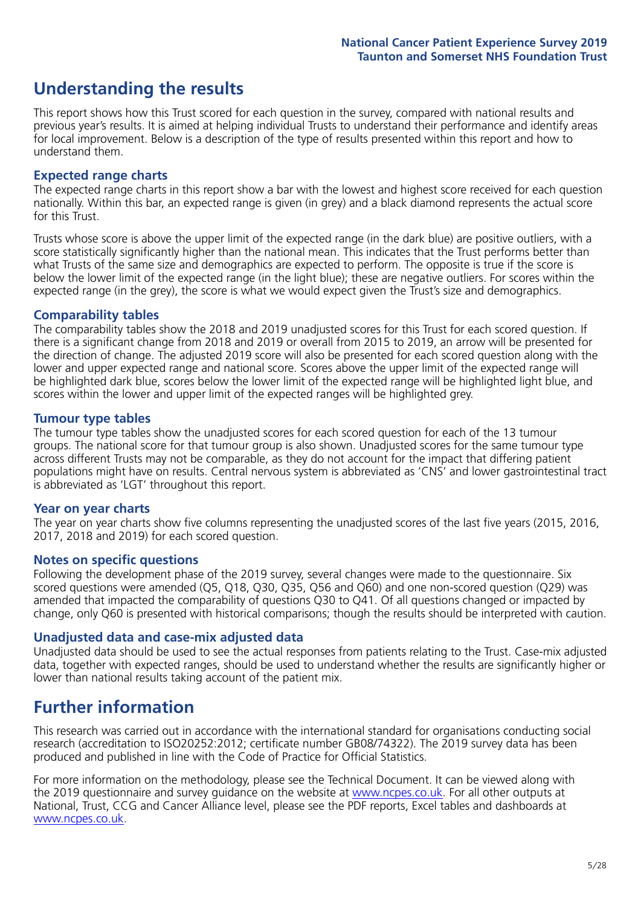## Understanding the results

This report shows how this Trust scored for each question in the survey, compared with national results and previous year's results. It is aimed at helping individual Trusts to understand their performance and identify areas for local improvement. Below is a description of the type of results presented within this report and how to understand them.

### Expected range charts

The expected range charts in this report show a bar with the lowest and highest score received for each question nationally. Within this bar, an expected range is given (in grey) and a black diamond represents the actual score for this Trust.

Trusts whose score is above the upper limit of the expected range (in the dark blue) are positive outliers, with a score statistically significantly higher than the national mean. This indicates that the Trust performs better than what Trusts of the same size and demographics are expected to perform. The opposite is true if the score is below the lower limit of the expected range (in the light blue); these are negative outliers. For scores within the expected range (in the grey), the score is what we would expect given the Trust's size and demographics.

### Comparability tables

The comparability tables show the 2018 and 2019 unadjusted scores for this Trust for each scored question. If there is a significant change from 2018 and 2019 or overall from 2015 to 2019, an arrow will be presented for the direction of change. The adjusted 2019 score will also be presented for each scored question along with the lower and upper expected range and national score. Scores above the upper limit of the expected range will be highlighted dark blue, scores below the lower limit of the expected range will be highlighted light blue, and scores within the lower and upper limit of the expected ranges will be highlighted grey.

### Tumour type tables

The tumour type tables show the unadjusted scores for each scored question for each of the 13 tumour groups. The national score for that tumour group is also shown. Unadjusted scores for the same tumour type across different Trusts may not be comparable, as they do not account for the impact that differing patient populations might have on results. Central nervous system is abbreviated as 'CNS' and lower gastrointestinal tract is abbreviated as 'LGT' throughout this report.

### Year on year charts

The year on year charts show five columns representing the unadjusted scores of the last five years (2015, 2016, 2017, 2018 and 2019) for each scored question.

### Notes on specific questions

Following the development phase of the 2019 survey, several changes were made to the questionnaire. Six scored questions were amended (Q5, Q18, Q30, Q35, Q56 and Q60) and one non-scored question (Q29) was amended that impacted the comparability of questions Q30 to Q41. Of all questions changed or impacted by change, only Q60 is presented with historical comparisons; though the results should be interpreted with caution.

### Unadjusted data and case-mix adjusted data

Unadjusted data should be used to see the actual responses from patients relating to the Trust. Case-mix adjusted data, together with expected ranges, should be used to understand whether the results are significantly higher or lower than national results taking account of the patient mix.

## Further information

This research was carried out in accordance with the international standard for organisations conducting social research (accreditation to ISO20252:2012; certificate number GB08/74322). The 2019 survey data has been produced and published in line with the Code of Practice for Official Statistics.

For more information on the methodology, please see the Technical Document. It can be viewed along with the 2019 questionnaire and survey guidance on the website at www.ncpes.co.uk. For all other outputs at National, Trust, CCG and Cancer Alliance level, please see the PDF reports, Excel tables and dashboards at www.ncpes.co.uk.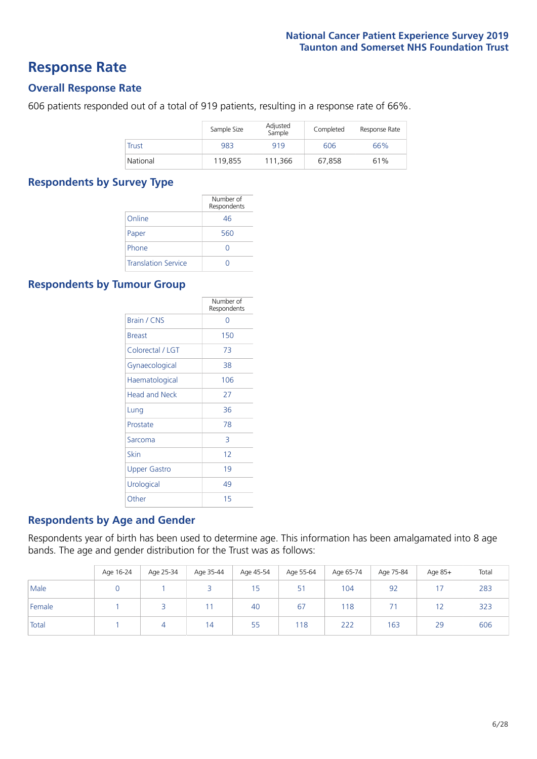# Response Rate

## Overall Response Rate

606 patients responded out of a total of 919 patients, resulting in a response rate of 66%.

| | Sample Size | Adjusted Sample | Completed | Response Rate |
|---|---|---|---|---|
| Trust | 983 | 919 | 606 | 66% |
| National | 119,855 | 111,366 | 67,858 | 61% |

## Respondents by Survey Type

| | Number of Respondents |
|---|---|
| Online | 46 |
| Paper | 560 |
| Phone | 0 |
| Translation Service | 0 |

## Respondents by Tumour Group

| | Number of Respondents |
|---|---|
| Brain / CNS | 0 |
| Breast | 150 |
| Colorectal / LGT | 73 |
| Gynaecological | 38 |
| Haematological | 106 |
| Head and Neck | 27 |
| Lung | 36 |
| Prostate | 78 |
| Sarcoma | 3 |
| Skin | 12 |
| Upper Gastro | 19 |
| Urological | 49 |
| Other | 15 |

## Respondents by Age and Gender

Respondents year of birth has been used to determine age. This information has been amalgamated into 8 age bands. The age and gender distribution for the Trust was as follows:

| | Age 16-24 | Age 25-34 | Age 35-44 | Age 45-54 | Age 55-64 | Age 65-74 | Age 75-84 | Age 85+ | Total |
|---|---|---|---|---|---|---|---|---|---|
| Male | 0 | 1 | 3 | 15 | 51 | 104 | 92 | 17 | 283 |
| Female | 1 | 3 | 11 | 40 | 67 | 118 | 71 | 12 | 323 |
| Total | 1 | 4 | 14 | 55 | 118 | 222 | 163 | 29 | 606 |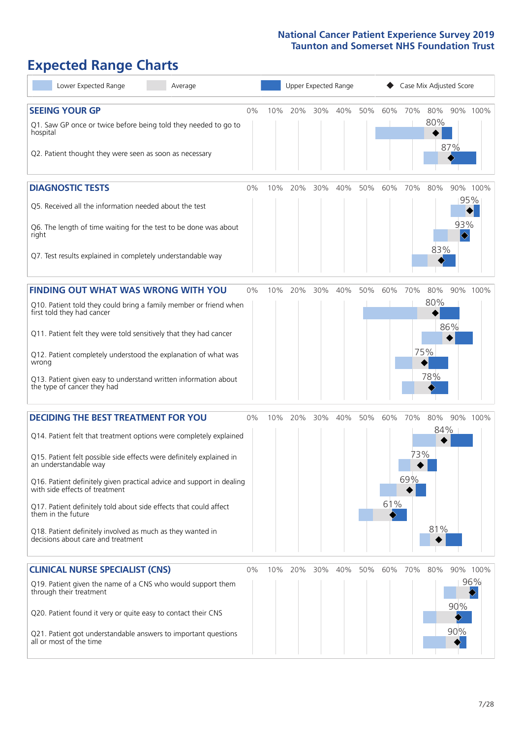National Cancer Patient Experience Survey 2019
Taunton and Somerset NHS Foundation Trust

# Expected Range Charts

Lower Expected Range | Average | Upper Expected Range | Case Mix Adjusted Score

## SEEING YOUR GP

| Question | Case Mix Adjusted Score |
|---|---|
| Q1. Saw GP once or twice before being told they needed to go to hospital | 80% |
| Q2. Patient thought they were seen as soon as necessary | 87% |

## DIAGNOSTIC TESTS

| Question | Case Mix Adjusted Score |
|---|---|
| Q5. Received all the information needed about the test | 95% |
| Q6. The length of time waiting for the test to be done was about right | 93% |
| Q7. Test results explained in completely understandable way | 83% |

## FINDING OUT WHAT WAS WRONG WITH YOU

| Question | Case Mix Adjusted Score |
|---|---|
| Q10. Patient told they could bring a family member or friend when first told they had cancer | 80% |
| Q11. Patient felt they were told sensitively that they had cancer | 86% |
| Q12. Patient completely understood the explanation of what was wrong | 75% |
| Q13. Patient given easy to understand written information about the type of cancer they had | 78% |

## DECIDING THE BEST TREATMENT FOR YOU

| Question | Case Mix Adjusted Score |
|---|---|
| Q14. Patient felt that treatment options were completely explained | 84% |
| Q15. Patient felt possible side effects were definitely explained in an understandable way | 73% |
| Q16. Patient definitely given practical advice and support in dealing with side effects of treatment | 69% |
| Q17. Patient definitely told about side effects that could affect them in the future | 61% |
| Q18. Patient definitely involved as much as they wanted in decisions about care and treatment | 81% |

## CLINICAL NURSE SPECIALIST (CNS)

| Question | Case Mix Adjusted Score |
|---|---|
| Q19. Patient given the name of a CNS who would support them through their treatment | 96% |
| Q20. Patient found it very or quite easy to contact their CNS | 90% |
| Q21. Patient got understandable answers to important questions all or most of the time | 90% |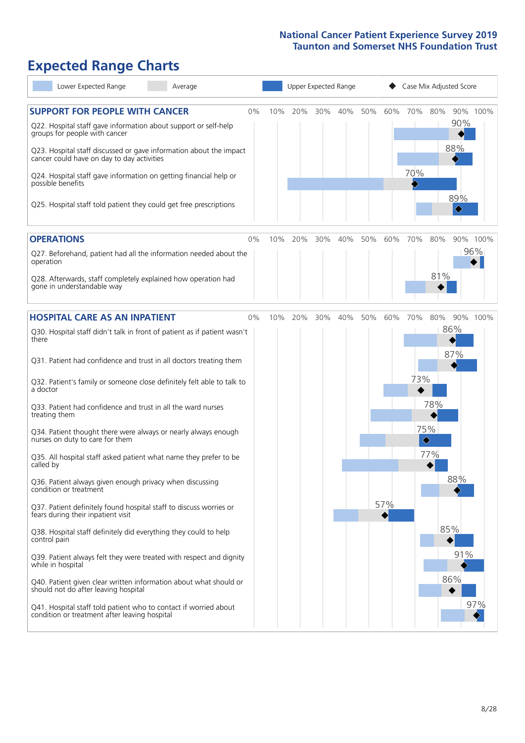# Expected Range Charts

Lower Expected Range | Average | Upper Expected Range | Case Mix Adjusted Score

## SUPPORT FOR PEOPLE WITH CANCER

| Question | Case Mix Adjusted Score |
|---|---|
| Q22. Hospital staff gave information about support or self-help groups for people with cancer | 90% |
| Q23. Hospital staff discussed or gave information about the impact cancer could have on day to day activities | 88% |
| Q24. Hospital staff gave information on getting financial help or possible benefits | 70% |
| Q25. Hospital staff told patient they could get free prescriptions | 89% |

## OPERATIONS

| Question | Case Mix Adjusted Score |
|---|---|
| Q27. Beforehand, patient had all the information needed about the operation | 96% |
| Q28. Afterwards, staff completely explained how operation had gone in understandable way | 81% |

## HOSPITAL CARE AS AN INPATIENT

| Question | Case Mix Adjusted Score |
|---|---|
| Q30. Hospital staff didn't talk in front of patient as if patient wasn't there | 86% |
| Q31. Patient had confidence and trust in all doctors treating them | 87% |
| Q32. Patient's family or someone close definitely felt able to talk to a doctor | 73% |
| Q33. Patient had confidence and trust in all the ward nurses treating them | 78% |
| Q34. Patient thought there were always or nearly always enough nurses on duty to care for them | 75% |
| Q35. All hospital staff asked patient what name they prefer to be called by | 77% |
| Q36. Patient always given enough privacy when discussing condition or treatment | 88% |
| Q37. Patient definitely found hospital staff to discuss worries or fears during their inpatient visit | 57% |
| Q38. Hospital staff definitely did everything they could to help control pain | 85% |
| Q39. Patient always felt they were treated with respect and dignity while in hospital | 91% |
| Q40. Patient given clear written information about what should or should not do after leaving hospital | 86% |
| Q41. Hospital staff told patient who to contact if worried about condition or treatment after leaving hospital | 97% |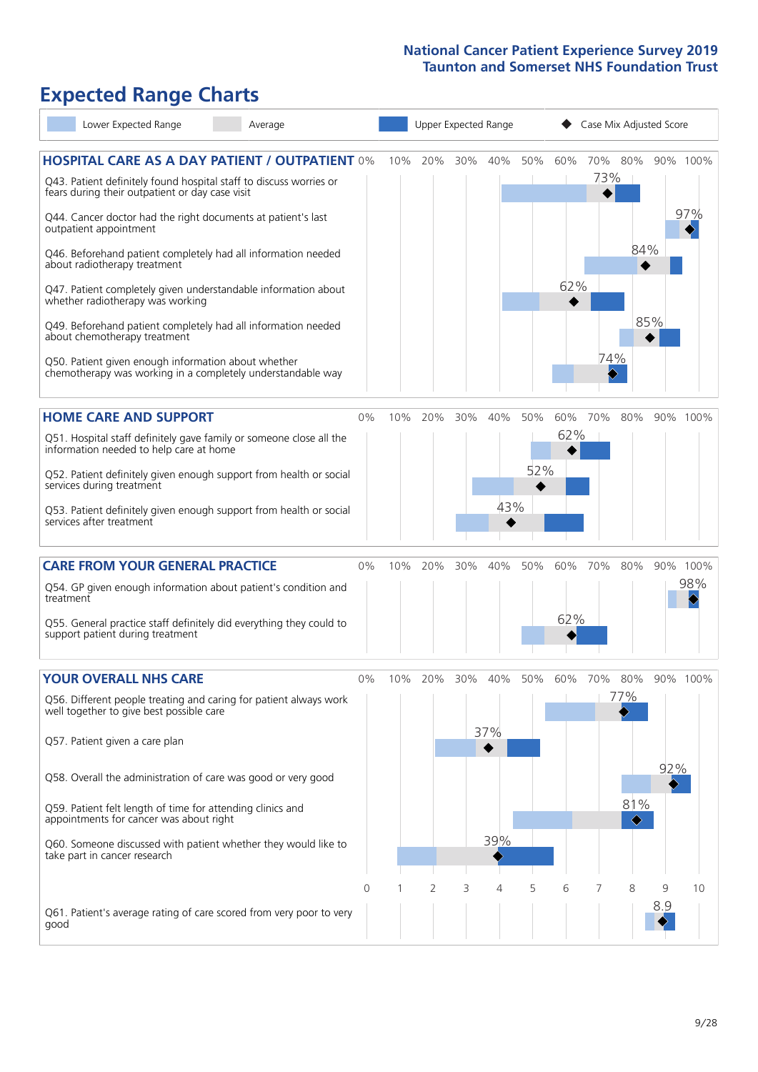# Expected Range Charts

Lower Expected Range | Average | Upper Expected Range | Case Mix Adjusted Score

## HOSPITAL CARE AS A DAY PATIENT / OUTPATIENT

| Question | Score |
|---|---|
| Q43. Patient definitely found hospital staff to discuss worries or fears during their outpatient or day case visit | 73% |
| Q44. Cancer doctor had the right documents at patient's last outpatient appointment | 97% |
| Q46. Beforehand patient completely had all information needed about radiotherapy treatment | 84% |
| Q47. Patient completely given understandable information about whether radiotherapy treatment was working | 62% |
| Q49. Beforehand patient completely had all information needed about chemotherapy treatment | 85% |
| Q50. Patient given enough information about whether chemotherapy was working in a completely understandable way | 74% |

## HOME CARE AND SUPPORT

| Question | Score |
|---|---|
| Q51. Hospital staff definitely gave family or someone close all the information needed to help care at home | 62% |
| Q52. Patient definitely given enough support from health or social services during treatment | 52% |
| Q53. Patient definitely given enough support from health or social services after treatment | 43% |

## CARE FROM YOUR GENERAL PRACTICE

| Question | Score |
|---|---|
| Q54. GP given enough information about patient's condition and treatment | 98% |
| Q55. General practice staff definitely did everything they could to support patient during treatment | 62% |

## YOUR OVERALL NHS CARE

| Question | Score |
|---|---|
| Q56. Different people treating and caring for patient always work well together to give best possible care | 77% |
| Q57. Patient given a care plan | 37% |
| Q58. Overall the administration of care was good or very good | 92% |
| Q59. Patient felt length of time for attending clinics and appointments for cancer was about right | 81% |
| Q60. Someone discussed with patient whether they would like to take part in cancer research | 39% |
| Q61. Patient's average rating of care scored from very poor to very good | 8.9 |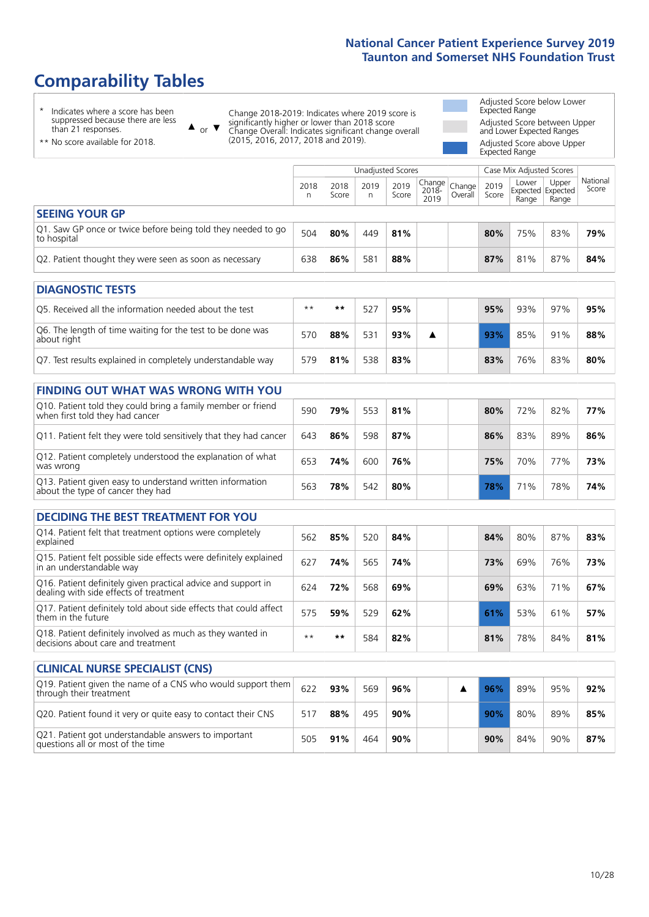# Comparability Tables

\* Indicates where a score has been suppressed because there are less than 21 responses.

\*\* No score available for 2018.

▲ or ▼ Change 2018-2019: Indicates where 2019 score is significantly higher or lower than 2018 score. Change Overall: Indicates significant change overall (2015, 2016, 2017, 2018 and 2019).

- Adjusted Score below Lower Expected Range
- Adjusted Score between Upper and Lower Expected Ranges
- Adjusted Score above Upper Expected Range

| | Unadjusted Scores | | | | | | Case Mix Adjusted Scores | | | |
|---|---|---|---|---|---|---|---|---|---|---|
| | 2018 n | 2018 Score | 2019 n | 2019 Score | Change 2018-2019 | Change Overall | 2019 Score | Lower Expected Range | Upper Expected Range | National Score |
| **SEEING YOUR GP** | | | | | | | | | | |
| Q1. Saw GP once or twice before being told they needed to go to hospital | 504 | **80%** | 449 | **81%** | | | **80%** | 75% | 83% | **79%** |
| Q2. Patient thought they were seen as soon as necessary | 638 | **86%** | 581 | **88%** | | | **87%** | 81% | 87% | **84%** |
| **DIAGNOSTIC TESTS** | | | | | | | | | | |
| Q5. Received all the information needed about the test | ** | ** | 527 | **95%** | | | **95%** | 93% | 97% | **95%** |
| Q6. The length of time waiting for the test to be done was about right | 570 | **88%** | 531 | **93%** | ▲ | | **93%** | 85% | 91% | **88%** |
| Q7. Test results explained in completely understandable way | 579 | **81%** | 538 | **83%** | | | **83%** | 76% | 83% | **80%** |
| **FINDING OUT WHAT WAS WRONG WITH YOU** | | | | | | | | | | |
| Q10. Patient told they could bring a family member or friend when first told they had cancer | 590 | **79%** | 553 | **81%** | | | **80%** | 72% | 82% | **77%** |
| Q11. Patient felt they were told sensitively that they had cancer | 643 | **86%** | 598 | **87%** | | | **86%** | 83% | 89% | **86%** |
| Q12. Patient completely understood the explanation of what was wrong | 653 | **74%** | 600 | **76%** | | | **75%** | 70% | 77% | **73%** |
| Q13. Patient given easy to understand written information about the type of cancer they had | 563 | **78%** | 542 | **80%** | | | **78%** | 71% | 78% | **74%** |
| **DECIDING THE BEST TREATMENT FOR YOU** | | | | | | | | | | |
| Q14. Patient felt that treatment options were completely explained | 562 | **85%** | 520 | **84%** | | | **84%** | 80% | 87% | **83%** |
| Q15. Patient felt possible side effects were definitely explained in an understandable way | 627 | **74%** | 565 | **74%** | | | **73%** | 69% | 76% | **73%** |
| Q16. Patient definitely given practical advice and support in dealing with side effects of treatment | 624 | **72%** | 568 | **69%** | | | **69%** | 63% | 71% | **67%** |
| Q17. Patient definitely told about side effects that could affect them in the future | 575 | **59%** | 529 | **62%** | | | **61%** | 53% | 61% | **57%** |
| Q18. Patient definitely involved as much as they wanted in decisions about care and treatment | ** | ** | 584 | **82%** | | | **81%** | 78% | 84% | **81%** |
| **CLINICAL NURSE SPECIALIST (CNS)** | | | | | | | | | | |
| Q19. Patient given the name of a CNS who would support them through their treatment | 622 | **93%** | 569 | **96%** | | ▲ | **96%** | 89% | 95% | **92%** |
| Q20. Patient found it very or quite easy to contact their CNS | 517 | **88%** | 495 | **90%** | | | **90%** | 80% | 89% | **85%** |
| Q21. Patient got understandable answers to important questions all or most of the time | 505 | **91%** | 464 | **90%** | | | **90%** | 84% | 90% | **87%** |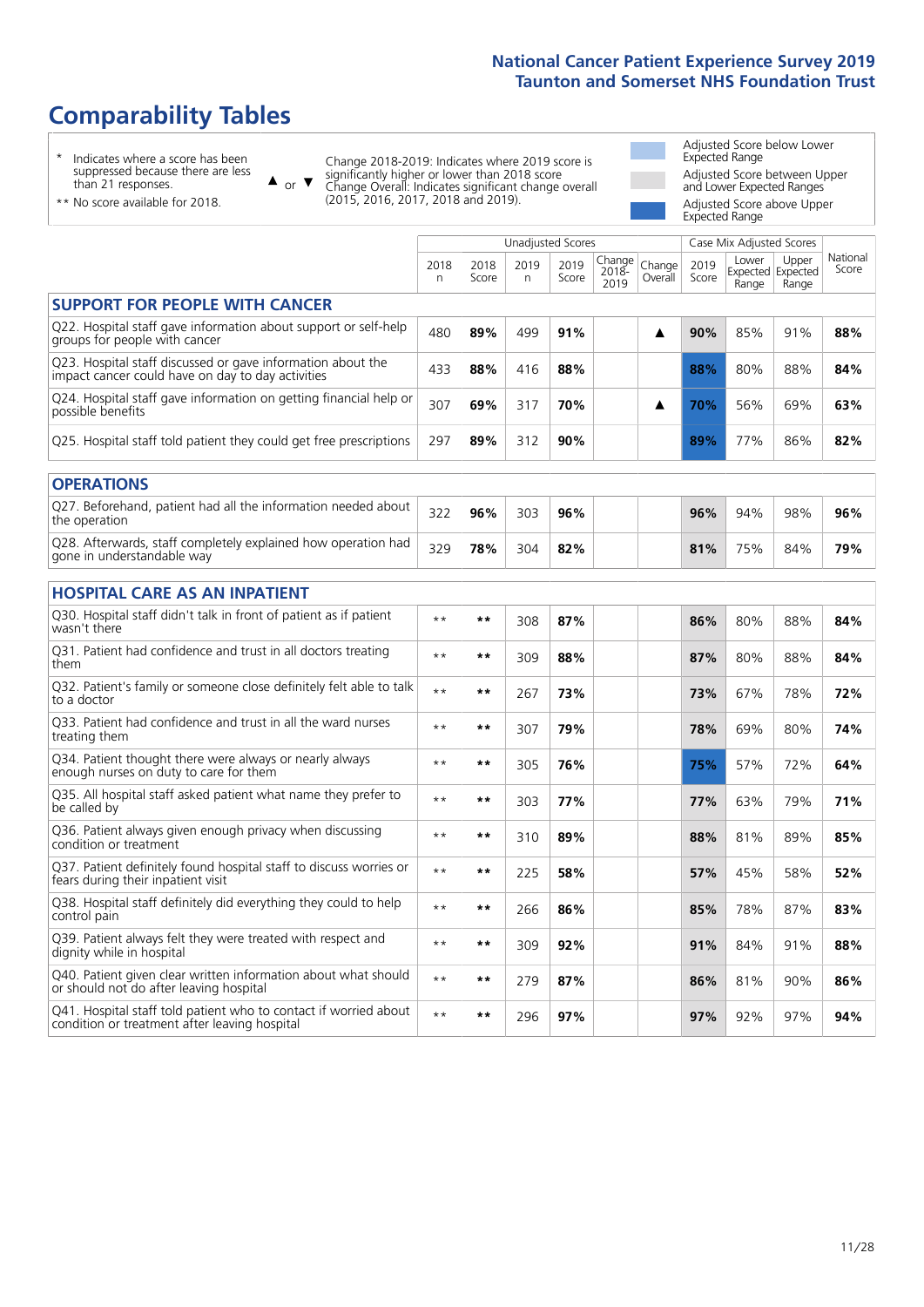# Comparability Tables

- \* Indicates where a score has been suppressed because there are less than 21 responses.
- \*\* No score available for 2018.

▲ or ▼ Change 2018-2019: Indicates where 2019 score is significantly higher or lower than 2018 score. Change Overall: Indicates significant change overall (2015, 2016, 2017, 2018 and 2019).

- Adjusted Score below Lower Expected Range
- Adjusted Score between Upper and Lower Expected Ranges
- Adjusted Score above Upper Expected Range

| | Unadjusted Scores | | | | | | Case Mix Adjusted Scores | | | |
|---|---|---|---|---|---|---|---|---|---|---|
| | 2018 n | 2018 Score | 2019 n | 2019 Score | Change 2018-2019 | Change Overall | 2019 Score | Lower Expected Range | Upper Expected Range | National Score |
| **SUPPORT FOR PEOPLE WITH CANCER** | | | | | | | | | | |
| Q22. Hospital staff gave information about support or self-help groups for people with cancer | 480 | **89%** | 499 | **91%** | | ▲ | **90%** | 85% | 91% | **88%** |
| Q23. Hospital staff discussed or gave information about the impact cancer could have on day to day activities | 433 | **88%** | 416 | **88%** | | | **88%** | 80% | 88% | **84%** |
| Q24. Hospital staff gave information on getting financial help or possible benefits | 307 | **69%** | 317 | **70%** | | ▲ | **70%** | 56% | 69% | **63%** |
| Q25. Hospital staff told patient they could get free prescriptions | 297 | **89%** | 312 | **90%** | | | **89%** | 77% | 86% | **82%** |
| **OPERATIONS** | | | | | | | | | | |
| Q27. Beforehand, patient had all the information needed about the operation | 322 | **96%** | 303 | **96%** | | | **96%** | 94% | 98% | **96%** |
| Q28. Afterwards, staff completely explained how operation had gone in understandable way | 329 | **78%** | 304 | **82%** | | | **81%** | 75% | 84% | **79%** |
| **HOSPITAL CARE AS AN INPATIENT** | | | | | | | | | | |
| Q30. Hospital staff didn't talk in front of patient as if patient wasn't there | ** | ** | 308 | **87%** | | | **86%** | 80% | 88% | **84%** |
| Q31. Patient had confidence and trust in all doctors treating them | ** | ** | 309 | **88%** | | | **87%** | 80% | 88% | **84%** |
| Q32. Patient's family or someone close definitely felt able to talk to a doctor | ** | ** | 267 | **73%** | | | **73%** | 67% | 78% | **72%** |
| Q33. Patient had confidence and trust in all the ward nurses treating them | ** | ** | 307 | **79%** | | | **78%** | 69% | 80% | **74%** |
| Q34. Patient thought there were always or nearly always enough nurses on duty to care for them | ** | ** | 305 | **76%** | | | **75%** | 57% | 72% | **64%** |
| Q35. All hospital staff asked patient what name they prefer to be called by | ** | ** | 303 | **77%** | | | **77%** | 63% | 79% | **71%** |
| Q36. Patient always given enough privacy when discussing condition or treatment | ** | ** | 310 | **89%** | | | **88%** | 81% | 89% | **85%** |
| Q37. Patient definitely found hospital staff to discuss worries or fears during their inpatient visit | ** | ** | 225 | **58%** | | | **57%** | 45% | 58% | **52%** |
| Q38. Hospital staff definitely did everything they could to help control pain | ** | ** | 266 | **86%** | | | **85%** | 78% | 87% | **83%** |
| Q39. Patient always felt they were treated with respect and dignity while in hospital | ** | ** | 309 | **92%** | | | **91%** | 84% | 91% | **88%** |
| Q40. Patient given clear written information about what should or should not do after leaving hospital | ** | ** | 279 | **87%** | | | **86%** | 81% | 90% | **86%** |
| Q41. Hospital staff told patient who to contact if worried about condition or treatment after leaving hospital | ** | ** | 296 | **97%** | | | **97%** | 92% | 97% | **94%** |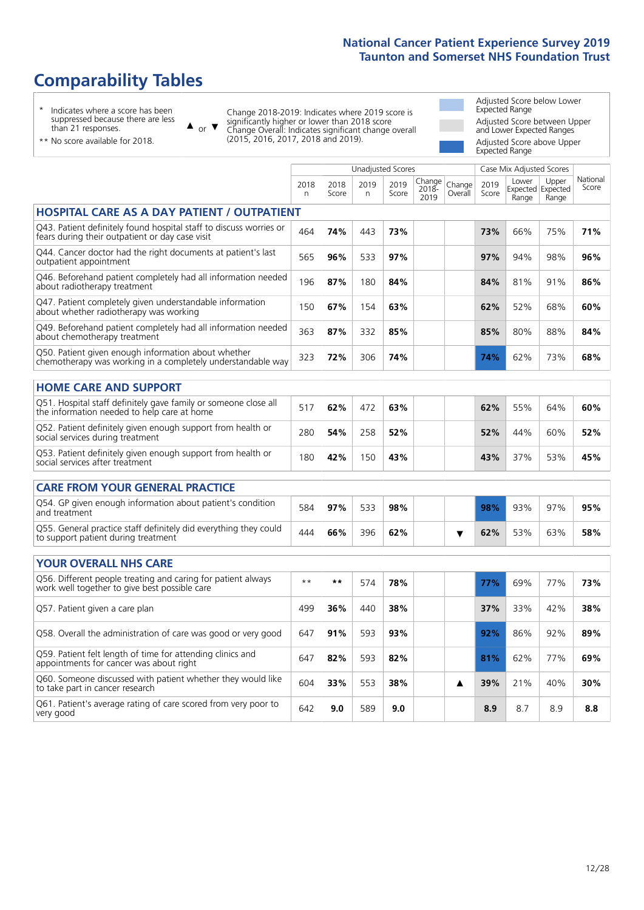# Comparability Tables

\* Indicates where a score has been suppressed because there are less than 21 responses.

\*\* No score available for 2018.

▲ or ▼ Change 2018-2019: Indicates where 2019 score is significantly higher or lower than 2018 score. Change Overall: Indicates significant change overall (2015, 2016, 2017, 2018 and 2019).

Adjusted Score below Lower Expected Range

Adjusted Score between Upper and Lower Expected Ranges

Adjusted Score above Upper Expected Range

| | Unadjusted Scores | | | | | | Case Mix Adjusted Scores | | | |
|---|---|---|---|---|---|---|---|---|---|---|
| | 2018 n | 2018 Score | 2019 n | 2019 Score | Change 2018-2019 | Change Overall | 2019 Score | Lower Expected Range | Upper Expected Range | National Score |
| **HOSPITAL CARE AS A DAY PATIENT / OUTPATIENT** | | | | | | | | | | |
| Q43. Patient definitely found hospital staff to discuss worries or fears during their outpatient or day case visit | 464 | **74%** | 443 | **73%** | | | **73%** | 66% | 75% | **71%** |
| Q44. Cancer doctor had the right documents at patient's last outpatient appointment | 565 | **96%** | 533 | **97%** | | | **97%** | 94% | 98% | **96%** |
| Q46. Beforehand patient completely had all information needed about radiotherapy treatment | 196 | **87%** | 180 | **84%** | | | **84%** | 81% | 91% | **86%** |
| Q47. Patient completely given understandable information about whether radiotherapy was working | 150 | **67%** | 154 | **63%** | | | **62%** | 52% | 68% | **60%** |
| Q49. Beforehand patient completely had all information needed about chemotherapy treatment | 363 | **87%** | 332 | **85%** | | | **85%** | 80% | 88% | **84%** |
| Q50. Patient given enough information about whether chemotherapy was working in a completely understandable way | 323 | **72%** | 306 | **74%** | | | **74%** | 62% | 73% | **68%** |
| **HOME CARE AND SUPPORT** | | | | | | | | | | |
| Q51. Hospital staff definitely gave family or someone close all the information needed to help care at home | 517 | **62%** | 472 | **63%** | | | **62%** | 55% | 64% | **60%** |
| Q52. Patient definitely given enough support from health or social services during treatment | 280 | **54%** | 258 | **52%** | | | **52%** | 44% | 60% | **52%** |
| Q53. Patient definitely given enough support from health or social services after treatment | 180 | **42%** | 150 | **43%** | | | **43%** | 37% | 53% | **45%** |
| **CARE FROM YOUR GENERAL PRACTICE** | | | | | | | | | | |
| Q54. GP given enough information about patient's condition and treatment | 584 | **97%** | 533 | **98%** | | | **98%** | 93% | 97% | **95%** |
| Q55. General practice staff definitely did everything they could to support patient during treatment | 444 | **66%** | 396 | **62%** | | ▼ | **62%** | 53% | 63% | **58%** |
| **YOUR OVERALL NHS CARE** | | | | | | | | | | |
| Q56. Different people treating and caring for patient always work well together to give best possible care | ** | ** | 574 | **78%** | | | **77%** | 69% | 77% | **73%** |
| Q57. Patient given a care plan | 499 | **36%** | 440 | **38%** | | | **37%** | 33% | 42% | **38%** |
| Q58. Overall the administration of care was good or very good | 647 | **91%** | 593 | **93%** | | | **92%** | 86% | 92% | **89%** |
| Q59. Patient felt length of time for attending clinics and appointments for cancer was about right | 647 | **82%** | 593 | **82%** | | | **81%** | 62% | 77% | **69%** |
| Q60. Someone discussed with patient whether they would like to take part in cancer research | 604 | **33%** | 553 | **38%** | | ▲ | **39%** | 21% | 40% | **30%** |
| Q61. Patient's average rating of care scored from very poor to very good | 642 | **9.0** | 589 | **9.0** | | | **8.9** | 8.7 | 8.9 | **8.8** |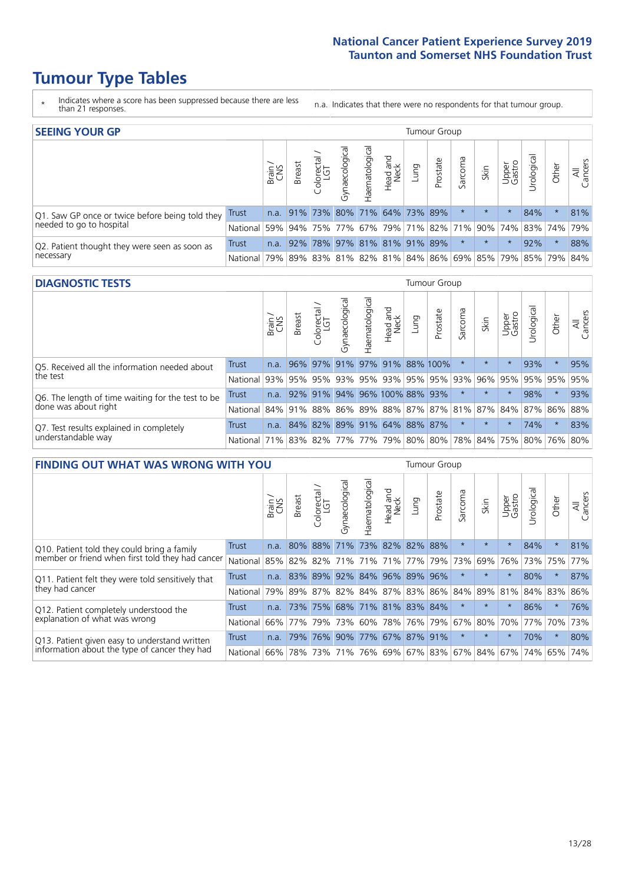# Tumour Type Tables

\* Indicates where a score has been suppressed because there are less than 21 responses.

n.a. Indicates that there were no respondents for that tumour group.

## SEEING YOUR GP

| | | Tumour Group | | | | | | | | | | | | | |
|---|---|---|---|---|---|---|---|---|---|---|---|---|---|---|---|
| | | Brain / CNS | Breast | Colorectal / LGT | Gynaecological | Haematological | Head and Neck | Lung | Prostate | Sarcoma | Skin | Upper Gastro | Urological | Other | All Cancers |
| Q1. Saw GP once or twice before being told they needed to go to hospital | Trust | n.a. | 91% | 73% | 80% | 71% | 64% | 73% | 89% | * | * | * | 84% | * | 81% |
| | National | 59% | 94% | 75% | 77% | 67% | 79% | 71% | 82% | 71% | 90% | 74% | 83% | 74% | 79% |
| Q2. Patient thought they were seen as soon as necessary | Trust | n.a. | 92% | 78% | 97% | 81% | 81% | 91% | 89% | * | * | * | 92% | * | 88% |
| | National | 79% | 89% | 83% | 81% | 82% | 81% | 84% | 86% | 69% | 85% | 79% | 85% | 79% | 84% |

## DIAGNOSTIC TESTS

| | | Tumour Group | | | | | | | | | | | | | |
|---|---|---|---|---|---|---|---|---|---|---|---|---|---|---|---|
| | | Brain / CNS | Breast | Colorectal / LGT | Gynaecological | Haematological | Head and Neck | Lung | Prostate | Sarcoma | Skin | Upper Gastro | Urological | Other | All Cancers |
| Q5. Received all the information needed about the test | Trust | n.a. | 96% | 97% | 91% | 97% | 91% | 88% | 100% | * | * | * | 93% | * | 95% |
| | National | 93% | 95% | 95% | 93% | 95% | 93% | 95% | 95% | 93% | 96% | 95% | 95% | 95% | 95% |
| Q6. The length of time waiting for the test to be done was about right | Trust | n.a. | 92% | 91% | 94% | 96% | 100% | 88% | 93% | * | * | * | 98% | * | 93% |
| | National | 84% | 91% | 88% | 86% | 89% | 88% | 87% | 87% | 81% | 87% | 84% | 87% | 86% | 88% |
| Q7. Test results explained in completely understandable way | Trust | n.a. | 84% | 82% | 89% | 91% | 64% | 88% | 87% | * | * | * | 74% | * | 83% |
| | National | 71% | 83% | 82% | 77% | 77% | 79% | 80% | 80% | 78% | 84% | 75% | 80% | 76% | 80% |

## FINDING OUT WHAT WAS WRONG WITH YOU

| | | Tumour Group | | | | | | | | | | | | | |
|---|---|---|---|---|---|---|---|---|---|---|---|---|---|---|---|
| | | Brain / CNS | Breast | Colorectal / LGT | Gynaecological | Haematological | Head and Neck | Lung | Prostate | Sarcoma | Skin | Upper Gastro | Urological | Other | All Cancers |
| Q10. Patient told they could bring a family member or friend when first told they had cancer | Trust | n.a. | 80% | 88% | 71% | 73% | 82% | 82% | 88% | * | * | * | 84% | * | 81% |
| | National | 85% | 82% | 82% | 71% | 71% | 71% | 77% | 79% | 73% | 69% | 76% | 73% | 75% | 77% |
| Q11. Patient felt they were told sensitively that they had cancer | Trust | n.a. | 83% | 89% | 92% | 84% | 96% | 89% | 96% | * | * | * | 80% | * | 87% |
| | National | 79% | 89% | 87% | 82% | 84% | 87% | 83% | 86% | 84% | 89% | 81% | 84% | 83% | 86% |
| Q12. Patient completely understood the explanation of what was wrong | Trust | n.a. | 73% | 75% | 68% | 71% | 81% | 83% | 84% | * | * | * | 86% | * | 76% |
| | National | 66% | 77% | 79% | 73% | 60% | 78% | 76% | 79% | 67% | 80% | 70% | 77% | 70% | 73% |
| Q13. Patient given easy to understand written information about the type of cancer they had | Trust | n.a. | 79% | 76% | 90% | 77% | 67% | 87% | 91% | * | * | * | 70% | * | 80% |
| | National | 66% | 78% | 73% | 71% | 76% | 69% | 67% | 83% | 67% | 84% | 67% | 74% | 65% | 74% |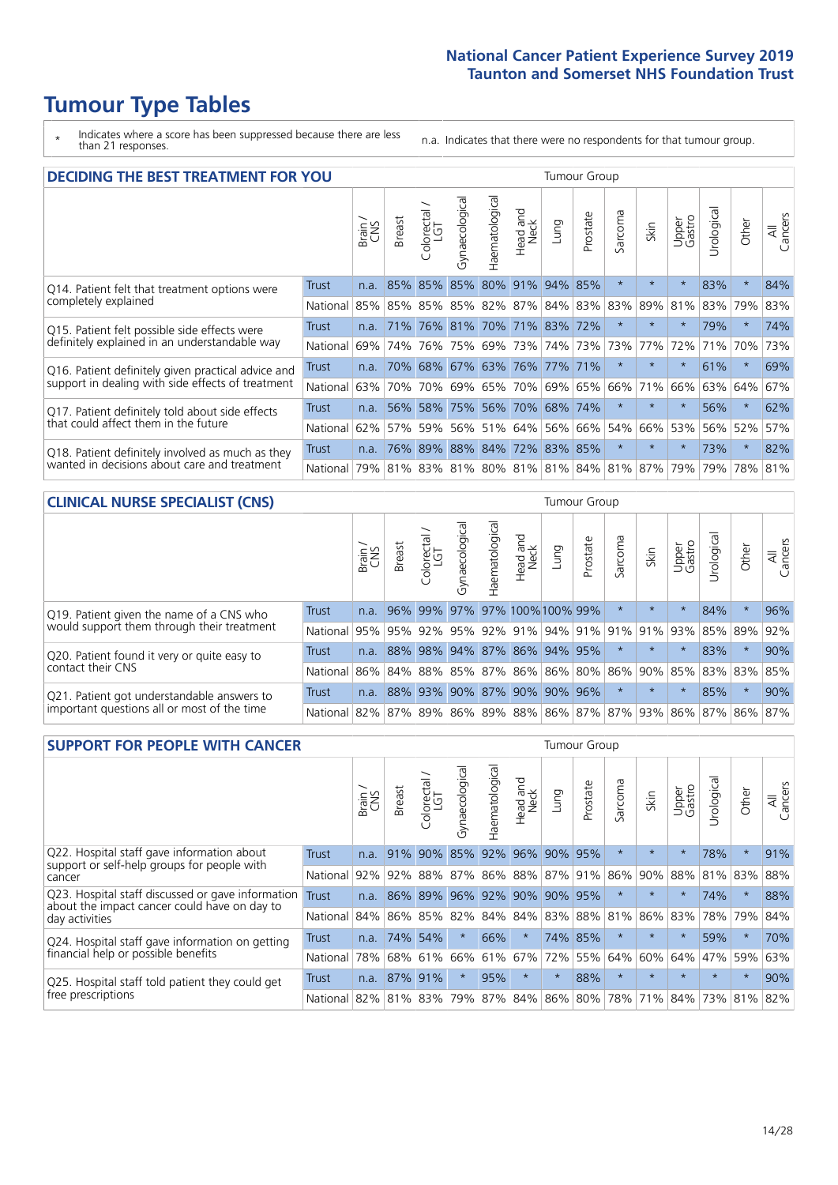# Tumour Type Tables

\* Indicates where a score has been suppressed because there are less than 21 responses.

n.a. Indicates that there were no respondents for that tumour group.

## DECIDING THE BEST TREATMENT FOR YOU

| | | Brain / CNS | Breast | Colorectal / LGT | Gynaecological | Haematological | Head and Neck | Lung | Prostate | Sarcoma | Skin | Upper Gastro | Urological | Other | All Cancers |
|---|---|---|---|---|---|---|---|---|---|---|---|---|---|---|---|
| Q14. Patient felt that treatment options were completely explained | Trust | n.a. | 85% | 85% | 85% | 80% | 91% | 94% | 85% | * | * | * | 83% | * | 84% |
| | National | 85% | 85% | 85% | 85% | 82% | 87% | 84% | 83% | 83% | 89% | 81% | 83% | 79% | 83% |
| Q15. Patient felt possible side effects were definitely explained in an understandable way | Trust | n.a. | 71% | 76% | 81% | 70% | 71% | 83% | 72% | * | * | * | 79% | * | 74% |
| | National | 69% | 74% | 76% | 75% | 69% | 73% | 74% | 73% | 73% | 77% | 72% | 71% | 70% | 73% |
| Q16. Patient definitely given practical advice and support in dealing with side effects of treatment | Trust | n.a. | 70% | 68% | 67% | 63% | 76% | 77% | 71% | * | * | * | 61% | * | 69% |
| | National | 63% | 70% | 70% | 69% | 65% | 70% | 69% | 65% | 66% | 71% | 66% | 63% | 64% | 67% |
| Q17. Patient definitely told about side effects that could affect them in the future | Trust | n.a. | 56% | 58% | 75% | 56% | 70% | 68% | 74% | * | * | * | 56% | * | 62% |
| | National | 62% | 57% | 59% | 56% | 51% | 64% | 56% | 66% | 54% | 66% | 53% | 56% | 52% | 57% |
| Q18. Patient definitely involved as much as they wanted in decisions about care and treatment | Trust | n.a. | 76% | 89% | 88% | 84% | 72% | 83% | 85% | * | * | * | 73% | * | 82% |
| | National | 79% | 81% | 83% | 81% | 80% | 81% | 81% | 84% | 81% | 87% | 79% | 79% | 78% | 81% |

## CLINICAL NURSE SPECIALIST (CNS)

| | | Brain / CNS | Breast | Colorectal / LGT | Gynaecological | Haematological | Head and Neck | Lung | Prostate | Sarcoma | Skin | Upper Gastro | Urological | Other | All Cancers |
|---|---|---|---|---|---|---|---|---|---|---|---|---|---|---|---|
| Q19. Patient given the name of a CNS who would support them through their treatment | Trust | n.a. | 96% | 99% | 97% | 97% | 100% | 100% | 99% | * | * | * | 84% | * | 96% |
| | National | 95% | 95% | 92% | 95% | 92% | 91% | 94% | 91% | 91% | 91% | 93% | 85% | 89% | 92% |
| Q20. Patient found it very or quite easy to contact their CNS | Trust | n.a. | 88% | 98% | 94% | 87% | 86% | 94% | 95% | * | * | * | 83% | * | 90% |
| | National | 86% | 84% | 88% | 85% | 87% | 86% | 86% | 80% | 86% | 90% | 85% | 83% | 83% | 85% |
| Q21. Patient got understandable answers to important questions all or most of the time | Trust | n.a. | 88% | 93% | 90% | 87% | 90% | 90% | 96% | * | * | * | 85% | * | 90% |
| | National | 82% | 87% | 89% | 86% | 89% | 88% | 86% | 87% | 87% | 93% | 86% | 87% | 86% | 87% |

## SUPPORT FOR PEOPLE WITH CANCER

| | | Brain / CNS | Breast | Colorectal / LGT | Gynaecological | Haematological | Head and Neck | Lung | Prostate | Sarcoma | Skin | Upper Gastro | Urological | Other | All Cancers |
|---|---|---|---|---|---|---|---|---|---|---|---|---|---|---|---|
| Q22. Hospital staff gave information about support or self-help groups for people with cancer | Trust | n.a. | 91% | 90% | 85% | 92% | 96% | 90% | 95% | * | * | * | 78% | * | 91% |
| | National | 92% | 92% | 88% | 87% | 86% | 88% | 87% | 91% | 86% | 90% | 88% | 81% | 83% | 88% |
| Q23. Hospital staff discussed or gave information about the impact cancer could have on day to day activities | Trust | n.a. | 86% | 89% | 96% | 92% | 90% | 90% | 95% | * | * | * | 74% | * | 88% |
| | National | 84% | 86% | 85% | 82% | 84% | 84% | 83% | 88% | 81% | 86% | 83% | 78% | 79% | 84% |
| Q24. Hospital staff gave information on getting financial help or possible benefits | Trust | n.a. | 74% | 54% | * | 66% | * | 74% | 85% | * | * | * | 59% | * | 70% |
| | National | 78% | 68% | 61% | 66% | 61% | 67% | 72% | 55% | 64% | 60% | 64% | 47% | 59% | 63% |
| Q25. Hospital staff told patient they could get free prescriptions | Trust | n.a. | 87% | 91% | * | 95% | * | * | 88% | * | * | * | * | * | 90% |
| | National | 82% | 81% | 83% | 79% | 87% | 84% | 86% | 80% | 78% | 71% | 84% | 73% | 81% | 82% |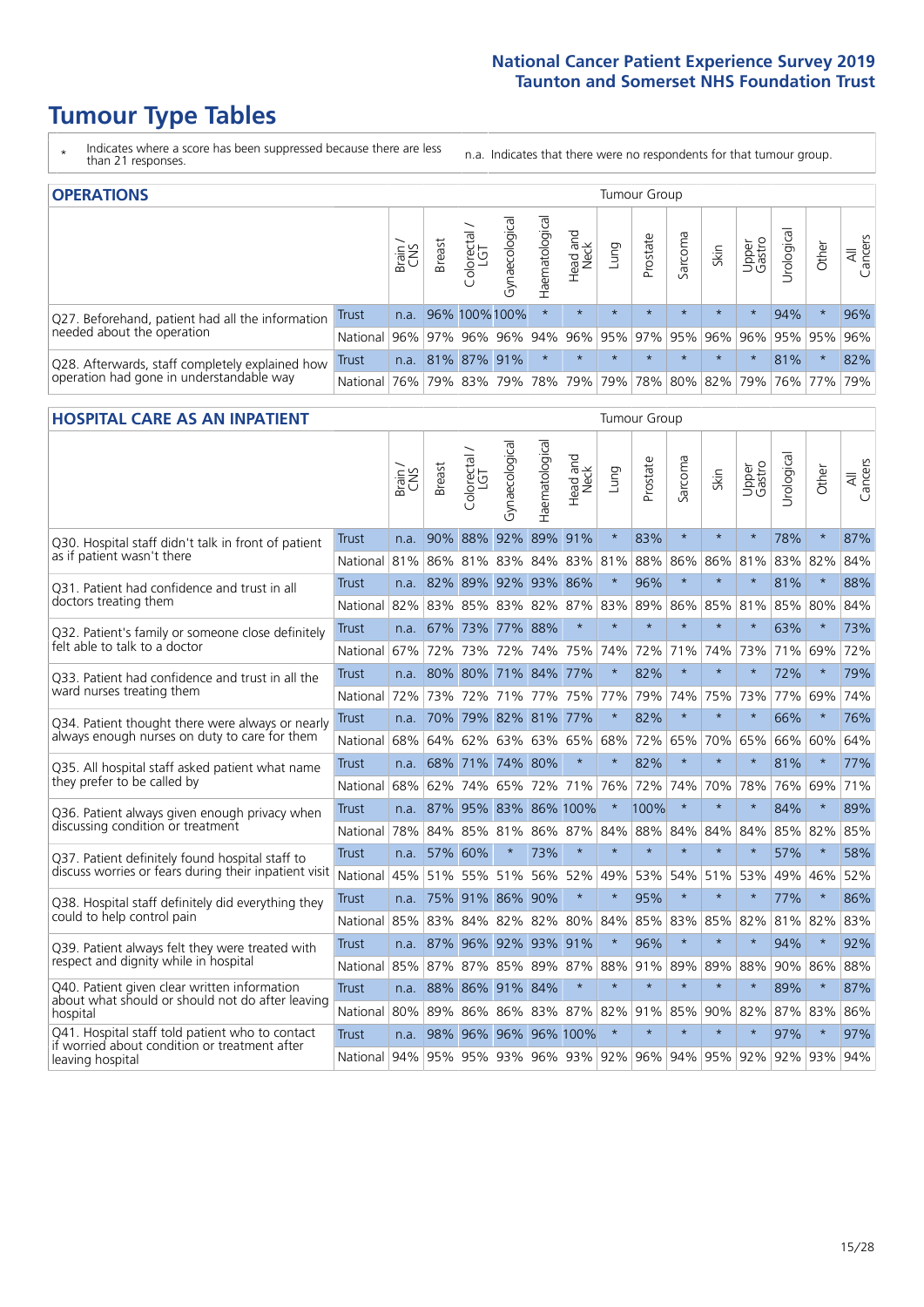# Tumour Type Tables

\* Indicates where a score has been suppressed because there are less than 21 responses.

n.a. Indicates that there were no respondents for that tumour group.

## OPERATIONS

| | | Brain / CNS | Breast | Colorectal / LGT | Gynaecological | Haematological | Head and Neck | Lung | Prostate | Sarcoma | Skin | Upper Gastro | Urological | Other | All Cancers |
|---|---|---|---|---|---|---|---|---|---|---|---|---|---|---|---|
| Q27. Beforehand, patient had all the information needed about the operation | Trust | n.a. | 96% | 100% | 100% | * | * | * | * | * | * | * | 94% | * | 96% |
| | National | 96% | 97% | 96% | 96% | 94% | 96% | 95% | 97% | 95% | 96% | 96% | 95% | 95% | 96% |
| Q28. Afterwards, staff completely explained how operation had gone in understandable way | Trust | n.a. | 81% | 87% | 91% | * | * | * | * | * | * | * | 81% | * | 82% |
| | National | 76% | 79% | 83% | 79% | 78% | 79% | 79% | 78% | 80% | 82% | 79% | 76% | 77% | 79% |

## HOSPITAL CARE AS AN INPATIENT

| | | Brain / CNS | Breast | Colorectal / LGT | Gynaecological | Haematological | Head and Neck | Lung | Prostate | Sarcoma | Skin | Upper Gastro | Urological | Other | All Cancers |
|---|---|---|---|---|---|---|---|---|---|---|---|---|---|---|---|
| Q30. Hospital staff didn't talk in front of patient as if patient wasn't there | Trust | n.a. | 90% | 88% | 92% | 89% | 91% | * | 83% | * | * | * | 78% | * | 87% |
| | National | 81% | 86% | 81% | 83% | 84% | 83% | 81% | 88% | 86% | 86% | 81% | 83% | 82% | 84% |
| Q31. Patient had confidence and trust in all doctors treating them | Trust | n.a. | 82% | 89% | 92% | 93% | 86% | * | 96% | * | * | * | 81% | * | 88% |
| | National | 82% | 83% | 85% | 83% | 82% | 87% | 83% | 89% | 86% | 85% | 81% | 85% | 80% | 84% |
| Q32. Patient's family or someone close definitely felt able to talk to a doctor | Trust | n.a. | 67% | 73% | 77% | 88% | * | * | * | * | * | * | 63% | * | 73% |
| | National | 67% | 72% | 73% | 72% | 74% | 75% | 74% | 72% | 71% | 74% | 73% | 71% | 69% | 72% |
| Q33. Patient had confidence and trust in all the ward nurses treating them | Trust | n.a. | 80% | 80% | 71% | 84% | 77% | * | 82% | * | * | * | 72% | * | 79% |
| | National | 72% | 73% | 72% | 71% | 77% | 75% | 77% | 79% | 74% | 75% | 73% | 77% | 69% | 74% |
| Q34. Patient thought there were always or nearly always enough nurses on duty to care for them | Trust | n.a. | 70% | 79% | 82% | 81% | 77% | * | 82% | * | * | * | 66% | * | 76% |
| | National | 68% | 64% | 62% | 63% | 63% | 65% | 68% | 72% | 65% | 70% | 65% | 66% | 60% | 64% |
| Q35. All hospital staff asked patient what name they prefer to be called by | Trust | n.a. | 68% | 71% | 74% | 80% | * | * | 82% | * | * | * | 81% | * | 77% |
| | National | 68% | 62% | 74% | 65% | 72% | 71% | 76% | 72% | 74% | 70% | 78% | 76% | 69% | 71% |
| Q36. Patient always given enough privacy when discussing condition or treatment | Trust | n.a. | 87% | 95% | 83% | 86% | 100% | * | 100% | * | * | * | 84% | * | 89% |
| | National | 78% | 84% | 85% | 81% | 86% | 87% | 84% | 88% | 84% | 84% | 84% | 85% | 82% | 85% |
| Q37. Patient definitely found hospital staff to discuss worries or fears during their inpatient visit | Trust | n.a. | 57% | 60% | * | 73% | * | * | * | * | * | * | 57% | * | 58% |
| | National | 45% | 51% | 55% | 51% | 56% | 52% | 49% | 53% | 54% | 51% | 53% | 49% | 46% | 52% |
| Q38. Hospital staff definitely did everything they could to help control pain | Trust | n.a. | 75% | 91% | 86% | 90% | * | * | 95% | * | * | * | 77% | * | 86% |
| | National | 85% | 83% | 84% | 82% | 82% | 80% | 84% | 85% | 83% | 85% | 82% | 81% | 82% | 83% |
| Q39. Patient always felt they were treated with respect and dignity while in hospital | Trust | n.a. | 87% | 96% | 92% | 93% | 91% | * | 96% | * | * | * | 94% | * | 92% |
| | National | 85% | 87% | 87% | 85% | 89% | 87% | 88% | 91% | 89% | 89% | 88% | 90% | 86% | 88% |
| Q40. Patient given clear written information about what should or should not do after leaving hospital | Trust | n.a. | 88% | 86% | 91% | 84% | * | * | * | * | * | * | 89% | * | 87% |
| | National | 80% | 89% | 86% | 86% | 83% | 87% | 82% | 91% | 85% | 90% | 82% | 87% | 83% | 86% |
| Q41. Hospital staff told patient who to contact if worried about condition or treatment after leaving hospital | Trust | n.a. | 98% | 96% | 96% | 96% | 100% | * | * | * | * | * | 97% | * | 97% |
| | National | 94% | 95% | 95% | 93% | 96% | 93% | 92% | 96% | 94% | 95% | 92% | 92% | 93% | 94% |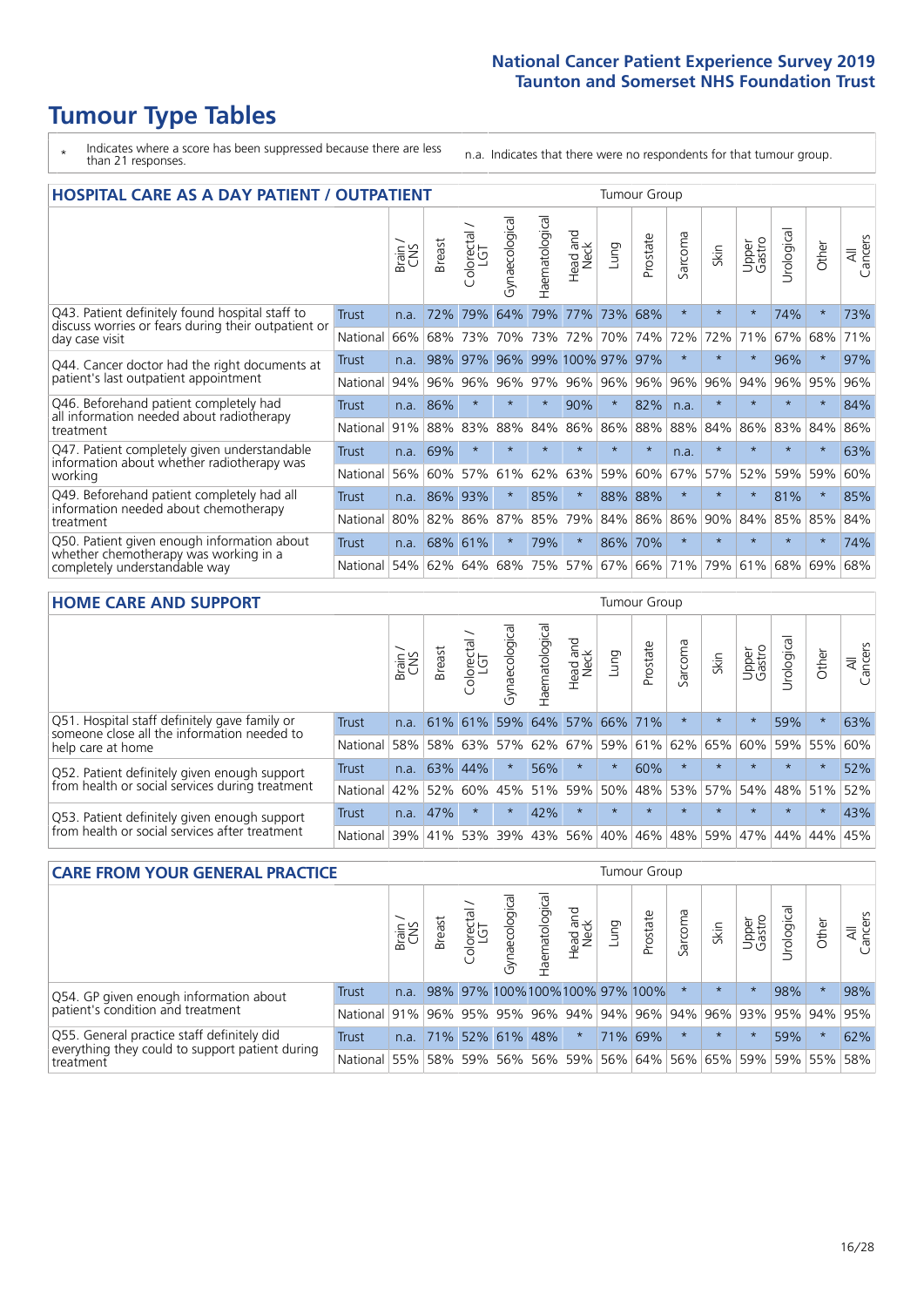# Tumour Type Tables

\* Indicates where a score has been suppressed because there are less than 21 responses.

n.a. Indicates that there were no respondents for that tumour group.

## HOSPITAL CARE AS A DAY PATIENT / OUTPATIENT

| | | Brain / CNS | Breast | Colorectal / LGT | Gynaecological | Haematological | Head and Neck | Lung | Prostate | Sarcoma | Skin | Upper Gastro | Urological | Other | All Cancers |
|---|---|---|---|---|---|---|---|---|---|---|---|---|---|---|---|
| Q43. Patient definitely found hospital staff to discuss worries or fears during their outpatient or day case visit | Trust | n.a. | 72% | 79% | 64% | 79% | 77% | 73% | 68% | * | * | * | 74% | * | 73% |
| | National | 66% | 68% | 73% | 70% | 73% | 72% | 70% | 74% | 72% | 72% | 71% | 67% | 68% | 71% |
| Q44. Cancer doctor had the right documents at patient's last outpatient appointment | Trust | n.a. | 98% | 97% | 96% | 99% | 100% | 97% | 97% | * | * | * | 96% | * | 97% |
| | National | 94% | 96% | 96% | 96% | 97% | 96% | 96% | 96% | 96% | 96% | 94% | 96% | 95% | 96% |
| Q46. Beforehand patient completely had all information needed about radiotherapy treatment | Trust | n.a. | 86% | * | * | * | 90% | * | 82% | n.a. | * | * | * | * | 84% |
| | National | 91% | 88% | 83% | 88% | 84% | 86% | 86% | 88% | 88% | 84% | 86% | 83% | 84% | 86% |
| Q47. Patient completely given understandable information about whether radiotherapy was working | Trust | n.a. | 69% | * | * | * | * | * | * | n.a. | * | * | * | * | 63% |
| | National | 56% | 60% | 57% | 61% | 62% | 63% | 59% | 60% | 67% | 57% | 52% | 59% | 59% | 60% |
| Q49. Beforehand patient completely had all information needed about chemotherapy treatment | Trust | n.a. | 86% | 93% | * | 85% | * | 88% | 88% | * | * | * | 81% | * | 85% |
| | National | 80% | 82% | 86% | 87% | 85% | 79% | 84% | 86% | 86% | 90% | 84% | 85% | 85% | 84% |
| Q50. Patient given enough information about whether chemotherapy was working in a completely understandable way | Trust | n.a. | 68% | 61% | * | 79% | * | 86% | 70% | * | * | * | * | * | 74% |
| | National | 54% | 62% | 64% | 68% | 75% | 57% | 67% | 66% | 71% | 79% | 61% | 68% | 69% | 68% |

## HOME CARE AND SUPPORT

| | | Brain / CNS | Breast | Colorectal / LGT | Gynaecological | Haematological | Head and Neck | Lung | Prostate | Sarcoma | Skin | Upper Gastro | Urological | Other | All Cancers |
|---|---|---|---|---|---|---|---|---|---|---|---|---|---|---|---|
| Q51. Hospital staff definitely gave family or someone close all the information needed to help care at home | Trust | n.a. | 61% | 61% | 59% | 64% | 57% | 66% | 71% | * | * | * | 59% | * | 63% |
| | National | 58% | 58% | 63% | 57% | 62% | 67% | 59% | 61% | 62% | 65% | 60% | 59% | 55% | 60% |
| Q52. Patient definitely given enough support from health or social services during treatment | Trust | n.a. | 63% | 44% | * | 56% | * | * | 60% | * | * | * | * | * | 52% |
| | National | 42% | 52% | 60% | 45% | 51% | 59% | 50% | 48% | 53% | 57% | 54% | 48% | 51% | 52% |
| Q53. Patient definitely given enough support from health or social services after treatment | Trust | n.a. | 47% | * | * | 42% | * | * | * | * | * | * | * | * | 43% |
| | National | 39% | 41% | 53% | 39% | 43% | 56% | 40% | 46% | 48% | 59% | 47% | 44% | 44% | 45% |

## CARE FROM YOUR GENERAL PRACTICE

| | | Brain / CNS | Breast | Colorectal / LGT | Gynaecological | Haematological | Head and Neck | Lung | Prostate | Sarcoma | Skin | Upper Gastro | Urological | Other | All Cancers |
|---|---|---|---|---|---|---|---|---|---|---|---|---|---|---|---|
| Q54. GP given enough information about patient's condition and treatment | Trust | n.a. | 98% | 97% | 100% | 100% | 100% | 97% | 100% | * | * | * | 98% | * | 98% |
| | National | 91% | 96% | 95% | 95% | 96% | 94% | 94% | 96% | 94% | 96% | 93% | 95% | 94% | 95% |
| Q55. General practice staff definitely did everything they could to support patient during treatment | Trust | n.a. | 71% | 52% | 61% | 48% | * | 71% | 69% | * | * | * | 59% | * | 62% |
| | National | 55% | 58% | 59% | 56% | 56% | 59% | 56% | 64% | 56% | 65% | 59% | 59% | 55% | 58% |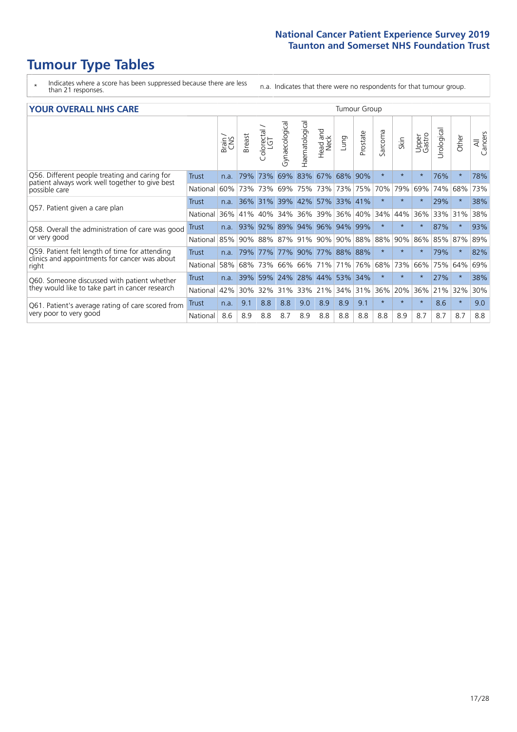# Tumour Type Tables

- \* Indicates where a score has been suppressed because there are less than 21 responses.
- n.a. Indicates that there were no respondents for that tumour group.

## YOUR OVERALL NHS CARE

| | | Brain / CNS | Breast | Colorectal / LGT | Gynaecological | Haematological | Head and Neck | Lung | Prostate | Sarcoma | Skin | Upper Gastro | Urological | Other | All Cancers |
|---|---|---|---|---|---|---|---|---|---|---|---|---|---|---|---|
| Q56. Different people treating and caring for patient always work well together to give best possible care | Trust | n.a. | 79% | 73% | 69% | 83% | 67% | 68% | 90% | * | * | * | 76% | * | 78% |
| | National | 60% | 73% | 73% | 69% | 75% | 73% | 73% | 75% | 70% | 79% | 69% | 74% | 68% | 73% |
| Q57. Patient given a care plan | Trust | n.a. | 36% | 31% | 39% | 42% | 57% | 33% | 41% | * | * | * | 29% | * | 38% |
| | National | 36% | 41% | 40% | 34% | 36% | 39% | 36% | 40% | 34% | 44% | 36% | 33% | 31% | 38% |
| Q58. Overall the administration of care was good or very good | Trust | n.a. | 93% | 92% | 89% | 94% | 96% | 94% | 99% | * | * | * | 87% | * | 93% |
| | National | 85% | 90% | 88% | 87% | 91% | 90% | 90% | 88% | 88% | 90% | 86% | 85% | 87% | 89% |
| Q59. Patient felt length of time for attending clinics and appointments for cancer was about right | Trust | n.a. | 79% | 77% | 77% | 90% | 77% | 88% | 88% | * | * | * | 79% | * | 82% |
| | National | 58% | 68% | 73% | 66% | 66% | 71% | 71% | 76% | 68% | 73% | 66% | 75% | 64% | 69% |
| Q60. Someone discussed with patient whether they would like to take part in cancer research | Trust | n.a. | 39% | 59% | 24% | 28% | 44% | 53% | 34% | * | * | * | 27% | * | 38% |
| | National | 42% | 30% | 32% | 31% | 33% | 21% | 34% | 31% | 36% | 20% | 36% | 21% | 32% | 30% |
| Q61. Patient's average rating of care scored from very poor to very good | Trust | n.a. | 9.1 | 8.8 | 8.8 | 9.0 | 8.9 | 8.9 | 9.1 | * | * | * | 8.6 | * | 9.0 |
| | National | 8.6 | 8.9 | 8.8 | 8.7 | 8.9 | 8.8 | 8.8 | 8.8 | 8.8 | 8.9 | 8.7 | 8.7 | 8.7 | 8.8 |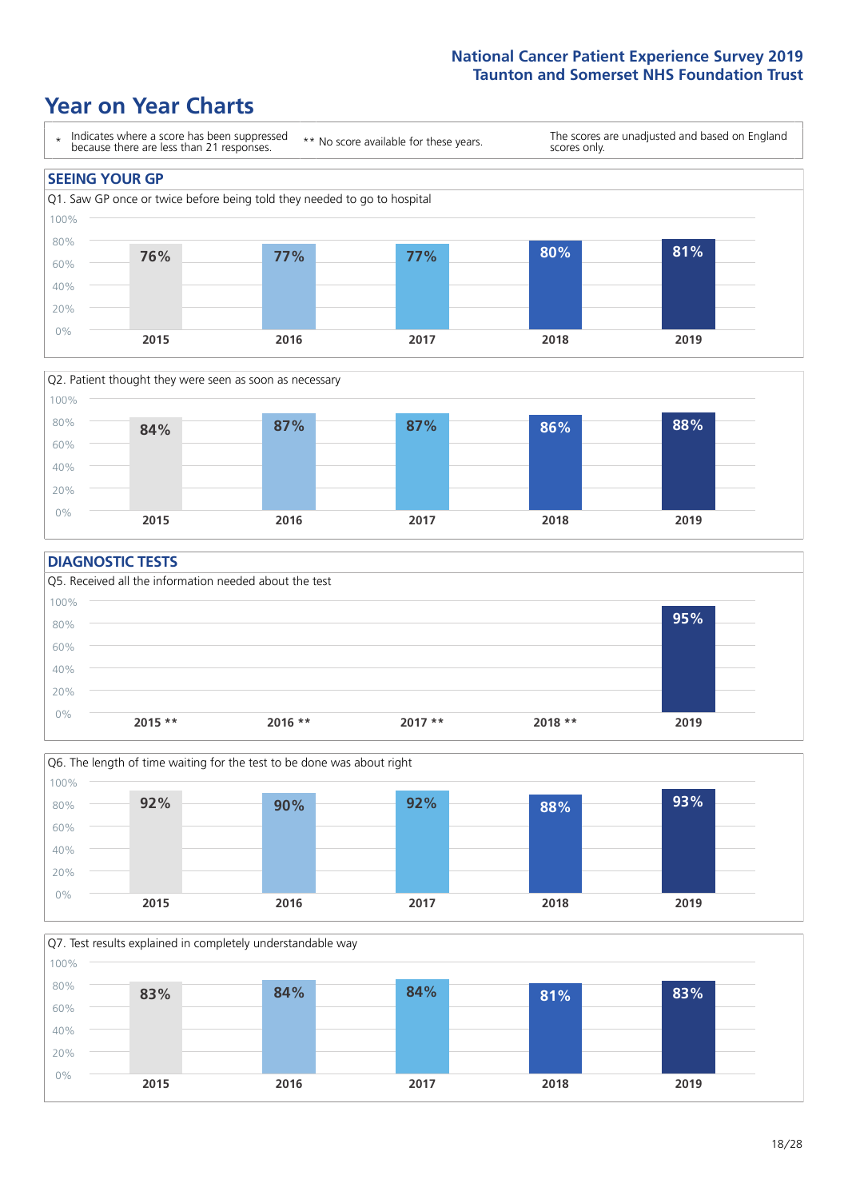# Year on Year Charts

\* Indicates where a score has been suppressed because there are less than 21 responses.

\*\* No score available for these years.

The scores are unadjusted and based on England scores only.

## SEEING YOUR GP

Q1. Saw GP once or twice before being told they needed to go to hospital

| 2015 | 2016 | 2017 | 2018 | 2019 |
|---|---|---|---|---|
| 76% | 77% | 77% | 80% | 81% |

Q2. Patient thought they were seen as soon as necessary

| 2015 | 2016 | 2017 | 2018 | 2019 |
|---|---|---|---|---|
| 84% | 87% | 87% | 86% | 88% |

## DIAGNOSTIC TESTS

Q5. Received all the information needed about the test

| 2015 ** | 2016 ** | 2017 ** | 2018 ** | 2019 |
|---|---|---|---|---|
| | | | | 95% |

Q6. The length of time waiting for the test to be done was about right

| 2015 | 2016 | 2017 | 2018 | 2019 |
|---|---|---|---|---|
| 92% | 90% | 92% | 88% | 93% |

Q7. Test results explained in completely understandable way

| 2015 | 2016 | 2017 | 2018 | 2019 |
|---|---|---|---|---|
| 83% | 84% | 84% | 81% | 83% |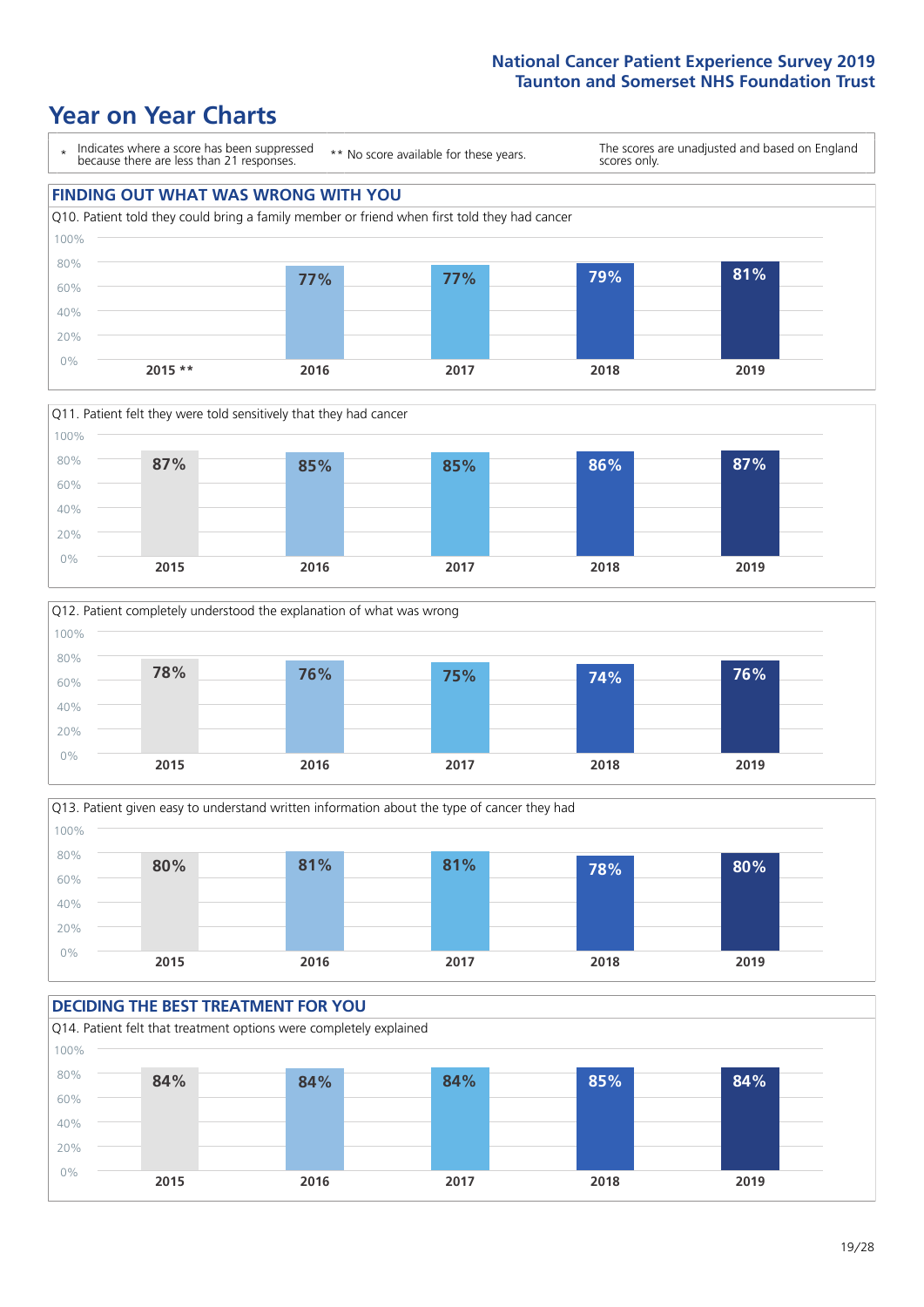# Year on Year Charts

\* Indicates where a score has been suppressed because there are less than 21 responses.

** No score available for these years.

The scores are unadjusted and based on England scores only.

## FINDING OUT WHAT WAS WRONG WITH YOU

Q10. Patient told they could bring a family member or friend when first told they had cancer

| 2015 ** | 2016 | 2017 | 2018 | 2019 |
|---|---|---|---|---|
| | 77% | 77% | 79% | 81% |

Q11. Patient felt they were told sensitively that they had cancer

| 2015 | 2016 | 2017 | 2018 | 2019 |
|---|---|---|---|---|
| 87% | 85% | 85% | 86% | 87% |

Q12. Patient completely understood the explanation of what was wrong

| 2015 | 2016 | 2017 | 2018 | 2019 |
|---|---|---|---|---|
| 78% | 76% | 75% | 74% | 76% |

Q13. Patient given easy to understand written information about the type of cancer they had

| 2015 | 2016 | 2017 | 2018 | 2019 |
|---|---|---|---|---|
| 80% | 81% | 81% | 78% | 80% |

## DECIDING THE BEST TREATMENT FOR YOU

Q14. Patient felt that treatment options were completely explained

| 2015 | 2016 | 2017 | 2018 | 2019 |
|---|---|---|---|---|
| 84% | 84% | 84% | 85% | 84% |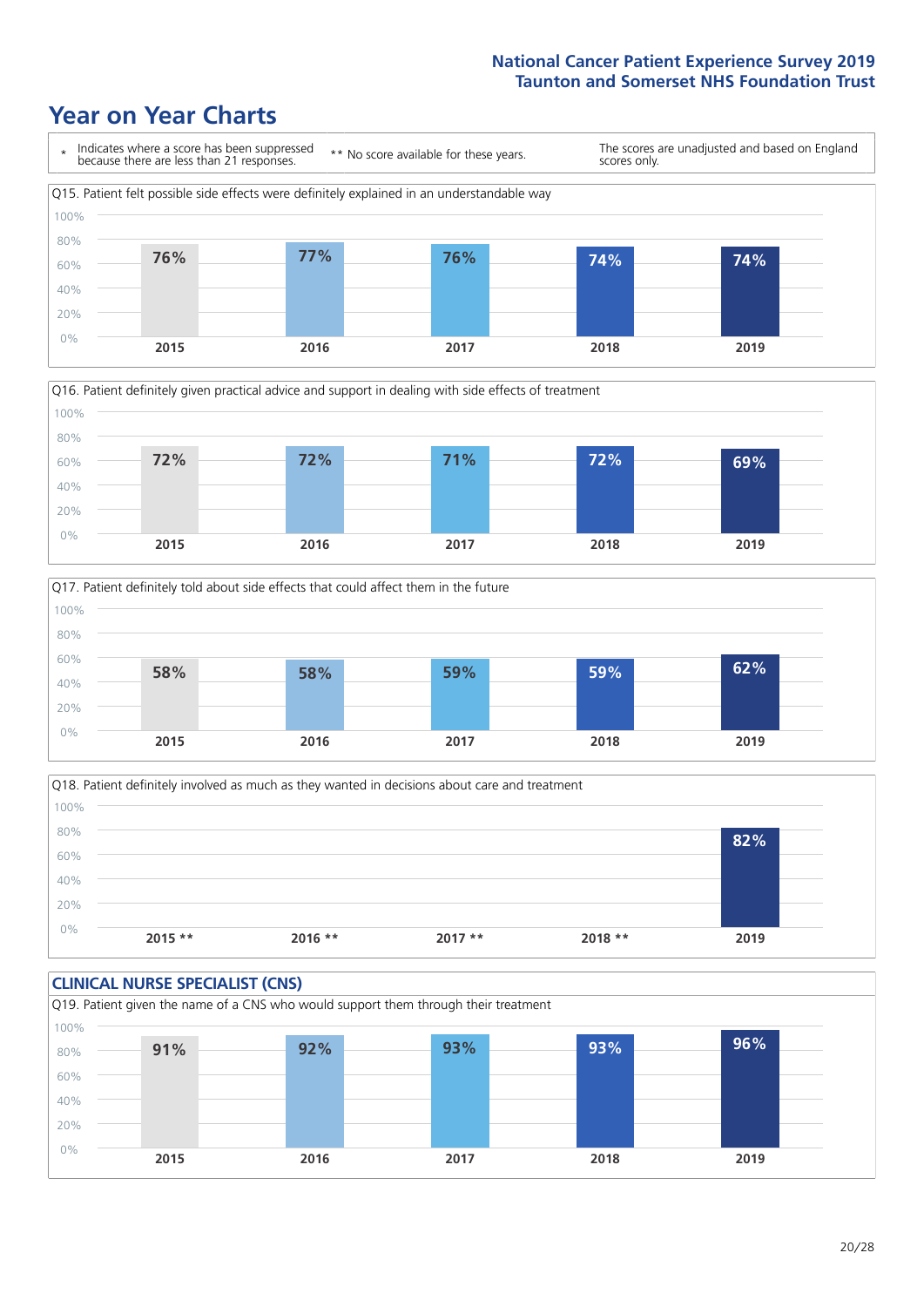# Year on Year Charts

\* Indicates where a score has been suppressed because there are less than 21 responses.

** No score available for these years.

The scores are unadjusted and based on England scores only.

Q15. Patient felt possible side effects were definitely explained in an understandable way

| 2015 | 2016 | 2017 | 2018 | 2019 |
|---|---|---|---|---|
| 76% | 77% | 76% | 74% | 74% |

Q16. Patient definitely given practical advice and support in dealing with side effects of treatment

| 2015 | 2016 | 2017 | 2018 | 2019 |
|---|---|---|---|---|
| 72% | 72% | 71% | 72% | 69% |

Q17. Patient definitely told about side effects that could affect them in the future

| 2015 | 2016 | 2017 | 2018 | 2019 |
|---|---|---|---|---|
| 58% | 58% | 59% | 59% | 62% |

Q18. Patient definitely involved as much as they wanted in decisions about care and treatment

| 2015 ** | 2016 ** | 2017 ** | 2018 ** | 2019 |
|---|---|---|---|---|
| | | | | 82% |

## CLINICAL NURSE SPECIALIST (CNS)

Q19. Patient given the name of a CNS who would support them through their treatment

| 2015 | 2016 | 2017 | 2018 | 2019 |
|---|---|---|---|---|
| 91% | 92% | 93% | 93% | 96% |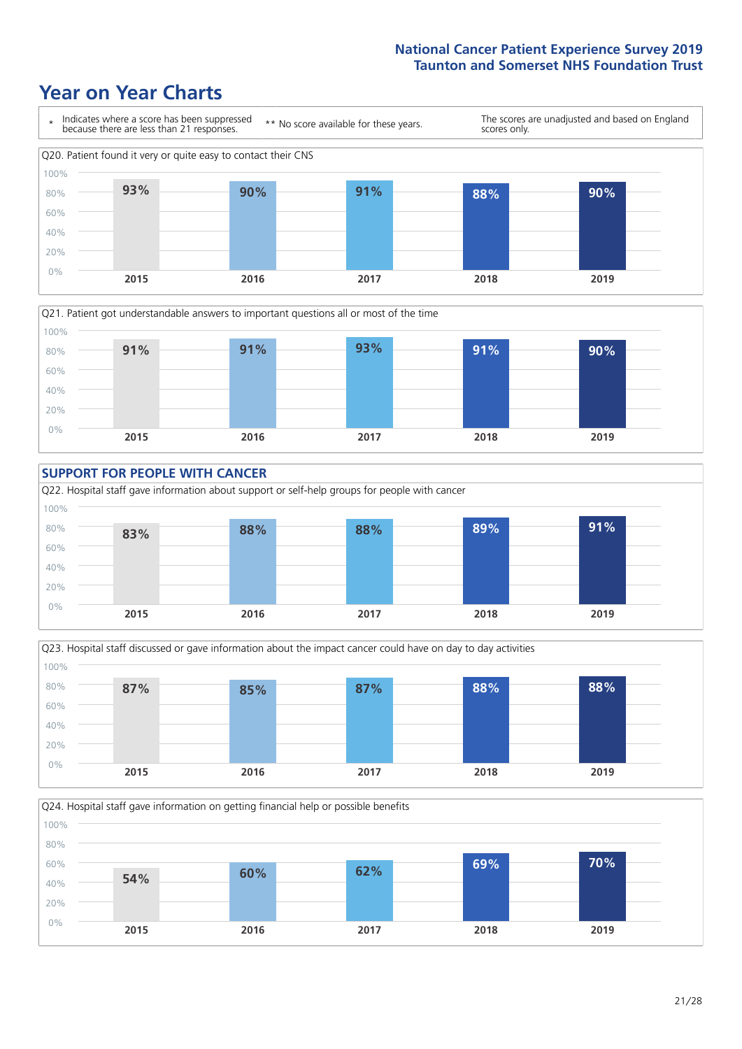# Year on Year Charts

* Indicates where a score has been suppressed because there are less than 21 responses.

** No score available for these years.

The scores are unadjusted and based on England scores only.

Q20. Patient found it very or quite easy to contact their CNS

| 2015 | 2016 | 2017 | 2018 | 2019 |
|---|---|---|---|---|
| 93% | 90% | 91% | 88% | 90% |

Q21. Patient got understandable answers to important questions all or most of the time

| 2015 | 2016 | 2017 | 2018 | 2019 |
|---|---|---|---|---|
| 91% | 91% | 93% | 91% | 90% |

## SUPPORT FOR PEOPLE WITH CANCER

Q22. Hospital staff gave information about support or self-help groups for people with cancer

| 2015 | 2016 | 2017 | 2018 | 2019 |
|---|---|---|---|---|
| 83% | 88% | 88% | 89% | 91% |

Q23. Hospital staff discussed or gave information about the impact cancer could have on day to day activities

| 2015 | 2016 | 2017 | 2018 | 2019 |
|---|---|---|---|---|
| 87% | 85% | 87% | 88% | 88% |

Q24. Hospital staff gave information on getting financial help or possible benefits

| 2015 | 2016 | 2017 | 2018 | 2019 |
|---|---|---|---|---|
| 54% | 60% | 62% | 69% | 70% |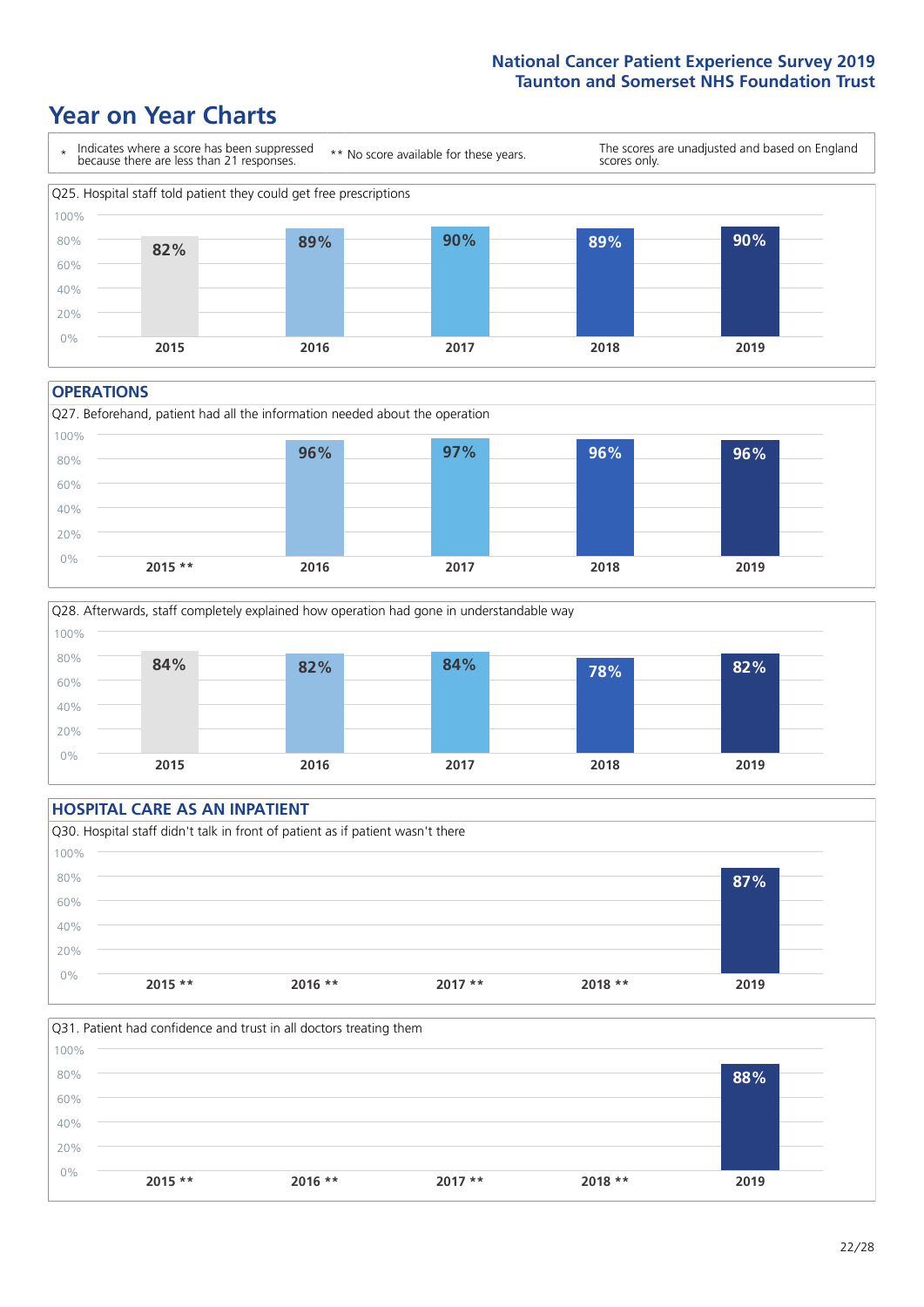# Year on Year Charts

\* Indicates where a score has been suppressed because there are less than 21 responses.

** No score available for these years.

The scores are unadjusted and based on England scores only.

Q25. Hospital staff told patient they could get free prescriptions

| 2015 | 2016 | 2017 | 2018 | 2019 |
|---|---|---|---|---|
| 82% | 89% | 90% | 89% | 90% |

## OPERATIONS

Q27. Beforehand, patient had all the information needed about the operation

| 2015 ** | 2016 | 2017 | 2018 | 2019 |
|---|---|---|---|---|
| | 96% | 97% | 96% | 96% |

Q28. Afterwards, staff completely explained how operation had gone in understandable way

| 2015 | 2016 | 2017 | 2018 | 2019 |
|---|---|---|---|---|
| 84% | 82% | 84% | 78% | 82% |

## HOSPITAL CARE AS AN INPATIENT

Q30. Hospital staff didn't talk in front of patient as if patient wasn't there

| 2015 ** | 2016 ** | 2017 ** | 2018 ** | 2019 |
|---|---|---|---|---|
| | | | | 87% |

Q31. Patient had confidence and trust in all doctors treating them

| 2015 ** | 2016 ** | 2017 ** | 2018 ** | 2019 |
|---|---|---|---|---|
| | | | | 88% |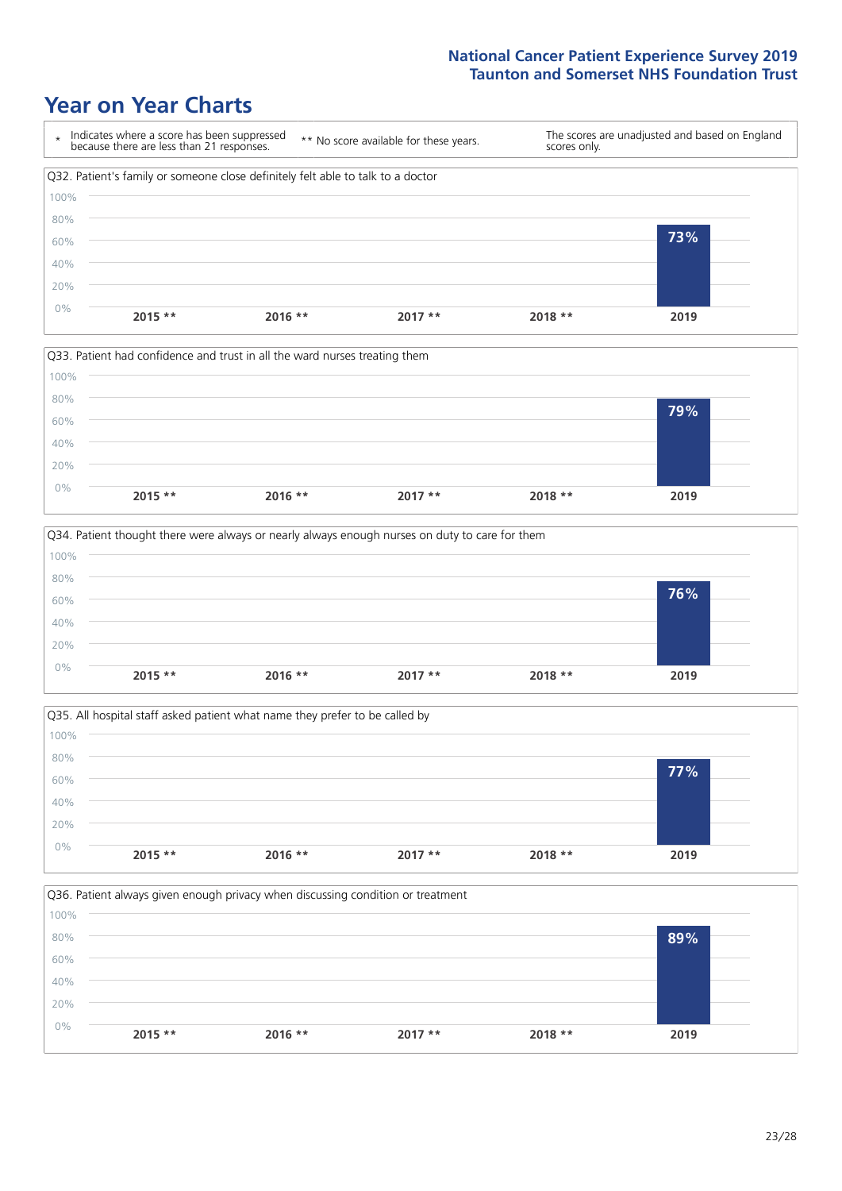# Year on Year Charts

\* Indicates where a score has been suppressed because there are less than 21 responses.

** No score available for these years.

The scores are unadjusted and based on England scores only.

### Q32. Patient's family or someone close definitely felt able to talk to a doctor

| 2015 ** | 2016 ** | 2017 ** | 2018 ** | 2019 |
|---|---|---|---|---|
| | | | | 73% |

### Q33. Patient had confidence and trust in all the ward nurses treating them

| 2015 ** | 2016 ** | 2017 ** | 2018 ** | 2019 |
|---|---|---|---|---|
| | | | | 79% |

### Q34. Patient thought there were always or nearly always enough nurses on duty to care for them

| 2015 ** | 2016 ** | 2017 ** | 2018 ** | 2019 |
|---|---|---|---|---|
| | | | | 76% |

### Q35. All hospital staff asked patient what name they prefer to be called by

| 2015 ** | 2016 ** | 2017 ** | 2018 ** | 2019 |
|---|---|---|---|---|
| | | | | 77% |

### Q36. Patient always given enough privacy when discussing condition or treatment

| 2015 ** | 2016 ** | 2017 ** | 2018 ** | 2019 |
|---|---|---|---|---|
| | | | | 89% |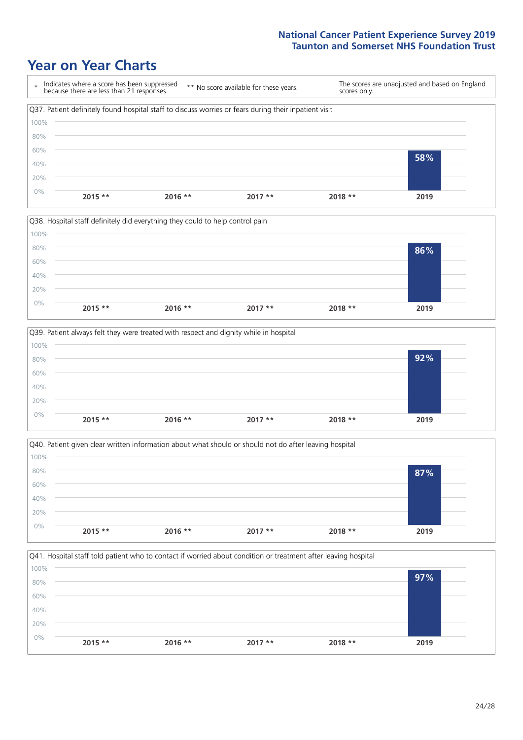# Year on Year Charts

\* Indicates where a score has been suppressed because there are less than 21 responses.

\*\* No score available for these years.

The scores are unadjusted and based on England scores only.

Q37. Patient definitely found hospital staff to discuss worries or fears during their inpatient visit

| 2015 ** | 2016 ** | 2017 ** | 2018 ** | 2019 |
|---|---|---|---|---|
| | | | | 58% |

Q38. Hospital staff definitely did everything they could to help control pain

| 2015 ** | 2016 ** | 2017 ** | 2018 ** | 2019 |
|---|---|---|---|---|
| | | | | 86% |

Q39. Patient always felt they were treated with respect and dignity while in hospital

| 2015 ** | 2016 ** | 2017 ** | 2018 ** | 2019 |
|---|---|---|---|---|
| | | | | 92% |

Q40. Patient given clear written information about what should or should not do after leaving hospital

| 2015 ** | 2016 ** | 2017 ** | 2018 ** | 2019 |
|---|---|---|---|---|
| | | | | 87% |

Q41. Hospital staff told patient who to contact if worried about condition or treatment after leaving hospital

| 2015 ** | 2016 ** | 2017 ** | 2018 ** | 2019 |
|---|---|---|---|---|
| | | | | 97% |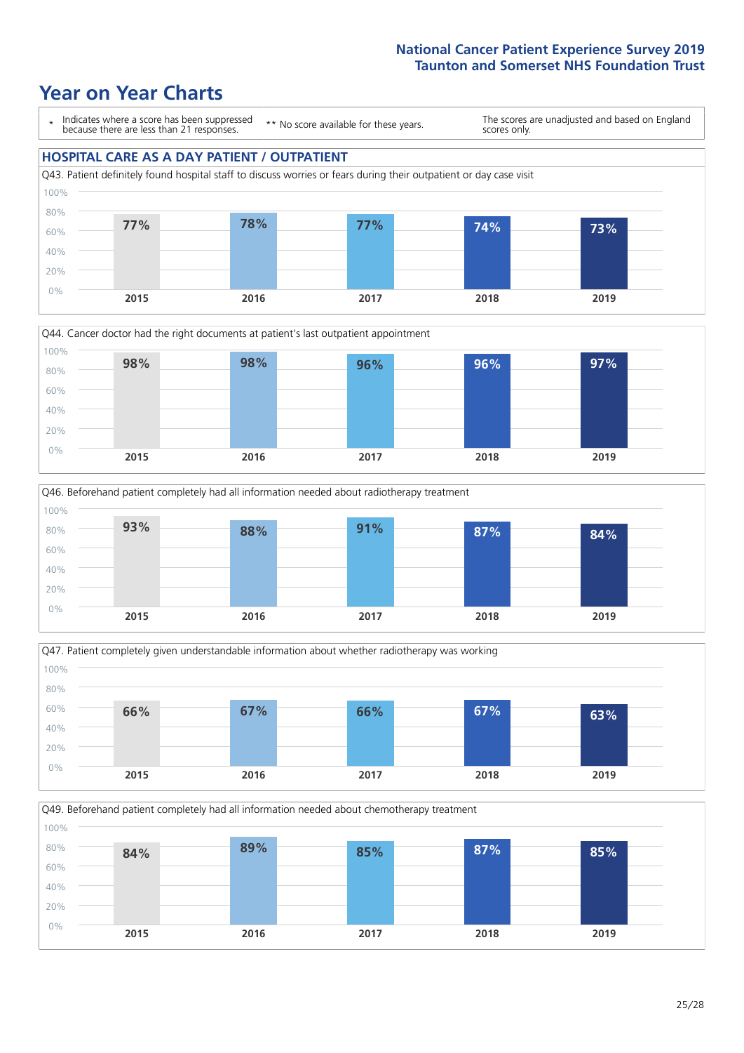# Year on Year Charts

\* Indicates where a score has been suppressed because there are less than 21 responses.

\*\* No score available for these years.

The scores are unadjusted and based on England scores only.

## HOSPITAL CARE AS A DAY PATIENT / OUTPATIENT

Q43. Patient definitely found hospital staff to discuss worries or fears during their outpatient or day case visit

| 2015 | 2016 | 2017 | 2018 | 2019 |
|---|---|---|---|---|
| 77% | 78% | 77% | 74% | 73% |

Q44. Cancer doctor had the right documents at patient's last outpatient appointment

| 2015 | 2016 | 2017 | 2018 | 2019 |
|---|---|---|---|---|
| 98% | 98% | 96% | 96% | 97% |

Q46. Beforehand patient completely had all information needed about radiotherapy treatment

| 2015 | 2016 | 2017 | 2018 | 2019 |
|---|---|---|---|---|
| 93% | 88% | 91% | 87% | 84% |

Q47. Patient completely given understandable information about whether radiotherapy was working

| 2015 | 2016 | 2017 | 2018 | 2019 |
|---|---|---|---|---|
| 66% | 67% | 66% | 67% | 63% |

Q49. Beforehand patient completely had all information needed about chemotherapy treatment

| 2015 | 2016 | 2017 | 2018 | 2019 |
|---|---|---|---|---|
| 84% | 89% | 85% | 87% | 85% |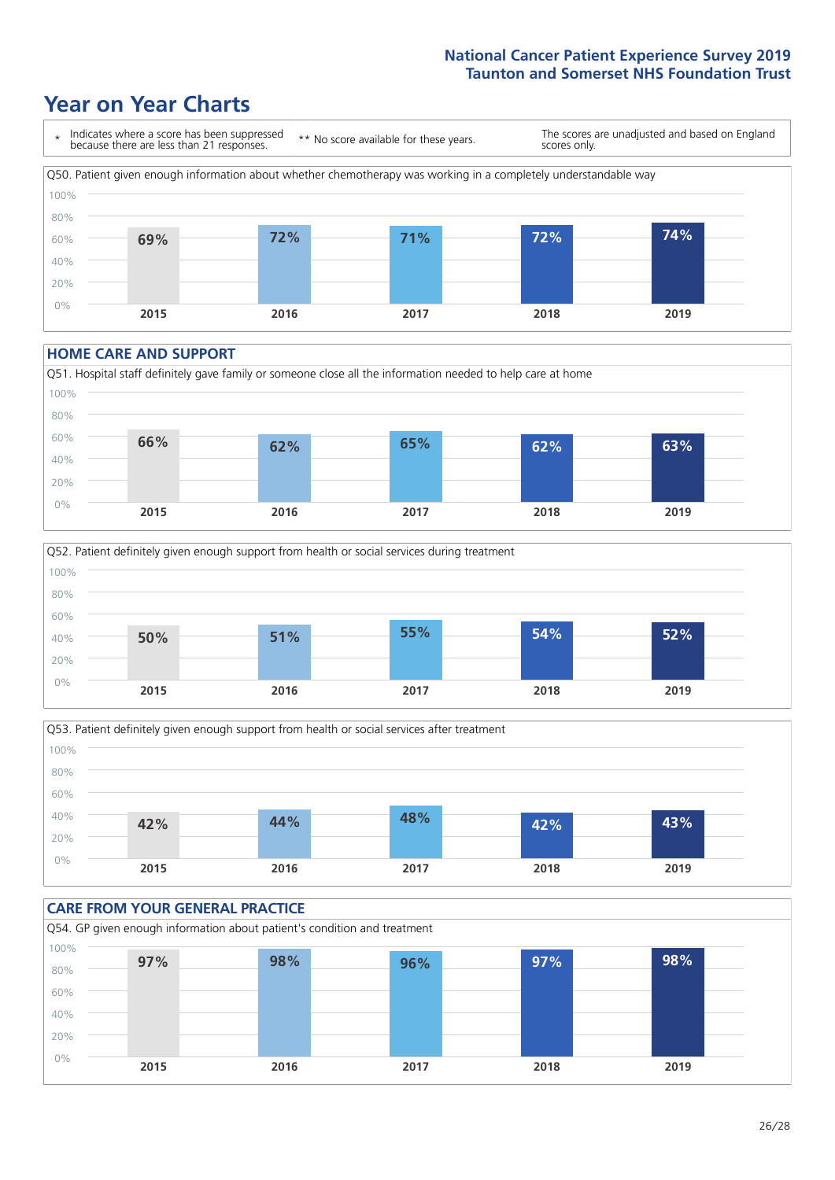# Year on Year Charts

\* Indicates where a score has been suppressed because there are less than 21 responses.

\*\* No score available for these years.

The scores are unadjusted and based on England scores only.

Q50. Patient given enough information about whether chemotherapy was working in a completely understandable way

| 2015 | 2016 | 2017 | 2018 | 2019 |
|---|---|---|---|---|
| 69% | 72% | 71% | 72% | 74% |

## HOME CARE AND SUPPORT

Q51. Hospital staff definitely gave family or someone close all the information needed to help care at home

| 2015 | 2016 | 2017 | 2018 | 2019 |
|---|---|---|---|---|
| 66% | 62% | 65% | 62% | 63% |

Q52. Patient definitely given enough support from health or social services during treatment

| 2015 | 2016 | 2017 | 2018 | 2019 |
|---|---|---|---|---|
| 50% | 51% | 55% | 54% | 52% |

Q53. Patient definitely given enough support from health or social services after treatment

| 2015 | 2016 | 2017 | 2018 | 2019 |
|---|---|---|---|---|
| 42% | 44% | 48% | 42% | 43% |

## CARE FROM YOUR GENERAL PRACTICE

Q54. GP given enough information about patient's condition and treatment

| 2015 | 2016 | 2017 | 2018 | 2019 |
|---|---|---|---|---|
| 97% | 98% | 96% | 97% | 98% |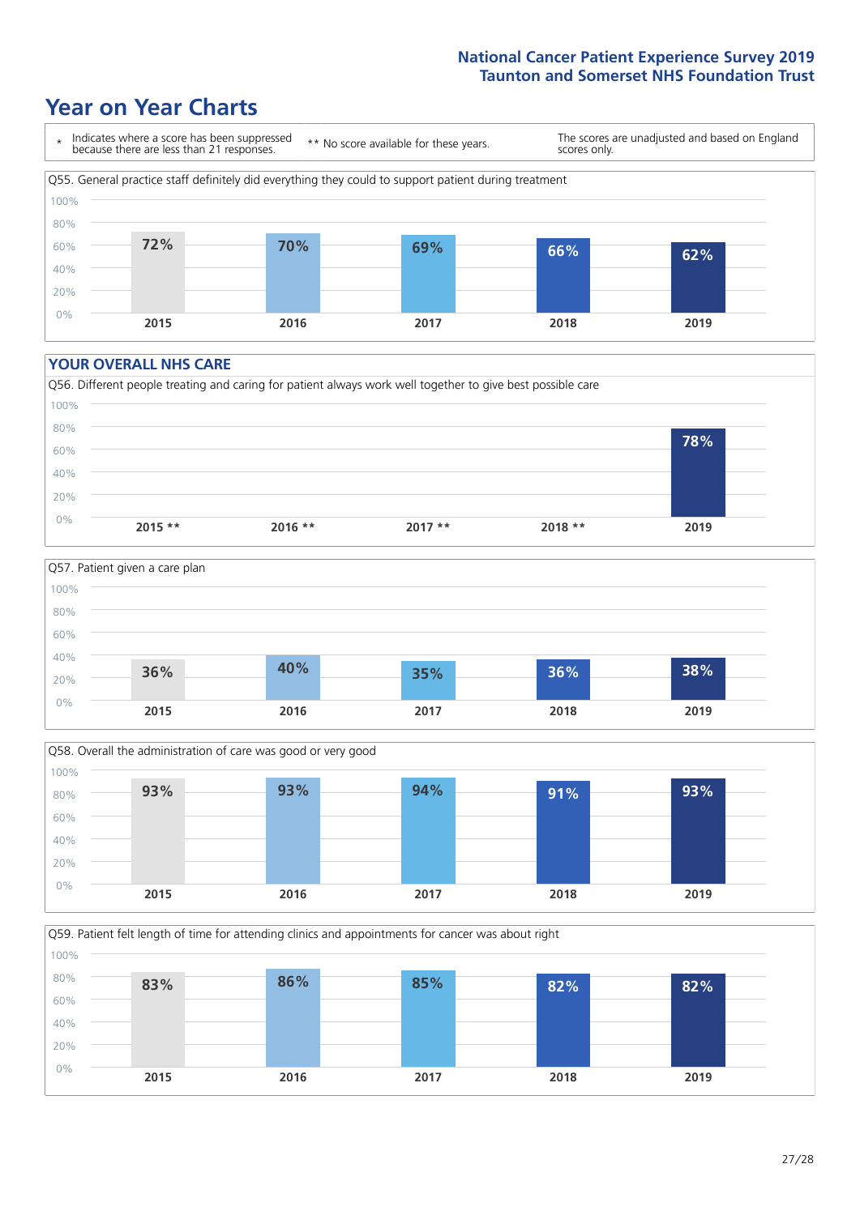# Year on Year Charts

| * Indicates where a score has been suppressed because there are less than 21 responses. | ** No score available for these years. | The scores are unadjusted and based on England scores only. |
|---|---|---|

Q55. General practice staff definitely did everything they could to support patient during treatment

| 2015 | 2016 | 2017 | 2018 | 2019 |
|---|---|---|---|---|
| 72% | 70% | 69% | 66% | 62% |

## YOUR OVERALL NHS CARE

Q56. Different people treating and caring for patient always work well together to give best possible care

| 2015 ** | 2016 ** | 2017 ** | 2018 ** | 2019 |
|---|---|---|---|---|
| | | | | 78% |

Q57. Patient given a care plan

| 2015 | 2016 | 2017 | 2018 | 2019 |
|---|---|---|---|---|
| 36% | 40% | 35% | 36% | 38% |

Q58. Overall the administration of care was good or very good

| 2015 | 2016 | 2017 | 2018 | 2019 |
|---|---|---|---|---|
| 93% | 93% | 94% | 91% | 93% |

Q59. Patient felt length of time for attending clinics and appointments for cancer was about right

| 2015 | 2016 | 2017 | 2018 | 2019 |
|---|---|---|---|---|
| 83% | 86% | 85% | 82% | 82% |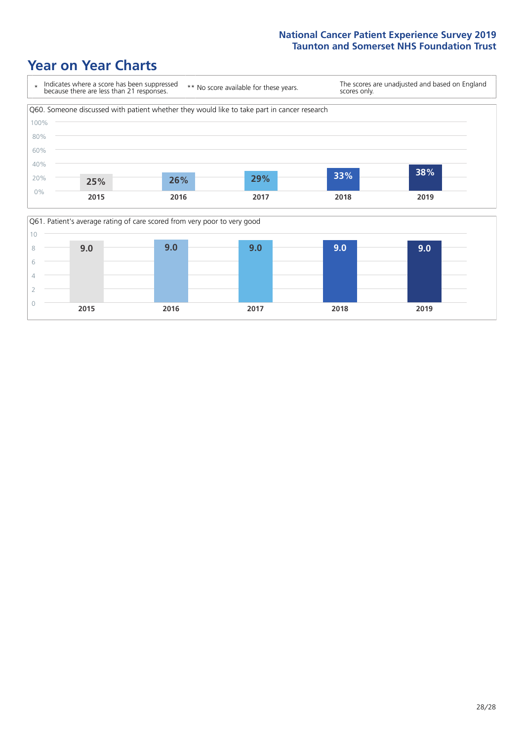# Year on Year Charts

\* Indicates where a score has been suppressed because there are less than 21 responses.

** No score available for these years.

The scores are unadjusted and based on England scores only.

Q60. Someone discussed with patient whether they would like to take part in cancer research

100%
80%
60%
40%
20%
0%

25% 2015
26% 2016
29% 2017
33% 2018
38% 2019

Q61. Patient's average rating of care scored from very poor to very good

10
8
6
4
2
0

9.0 2015
9.0 2016
9.0 2017
9.0 2018
9.0 2019